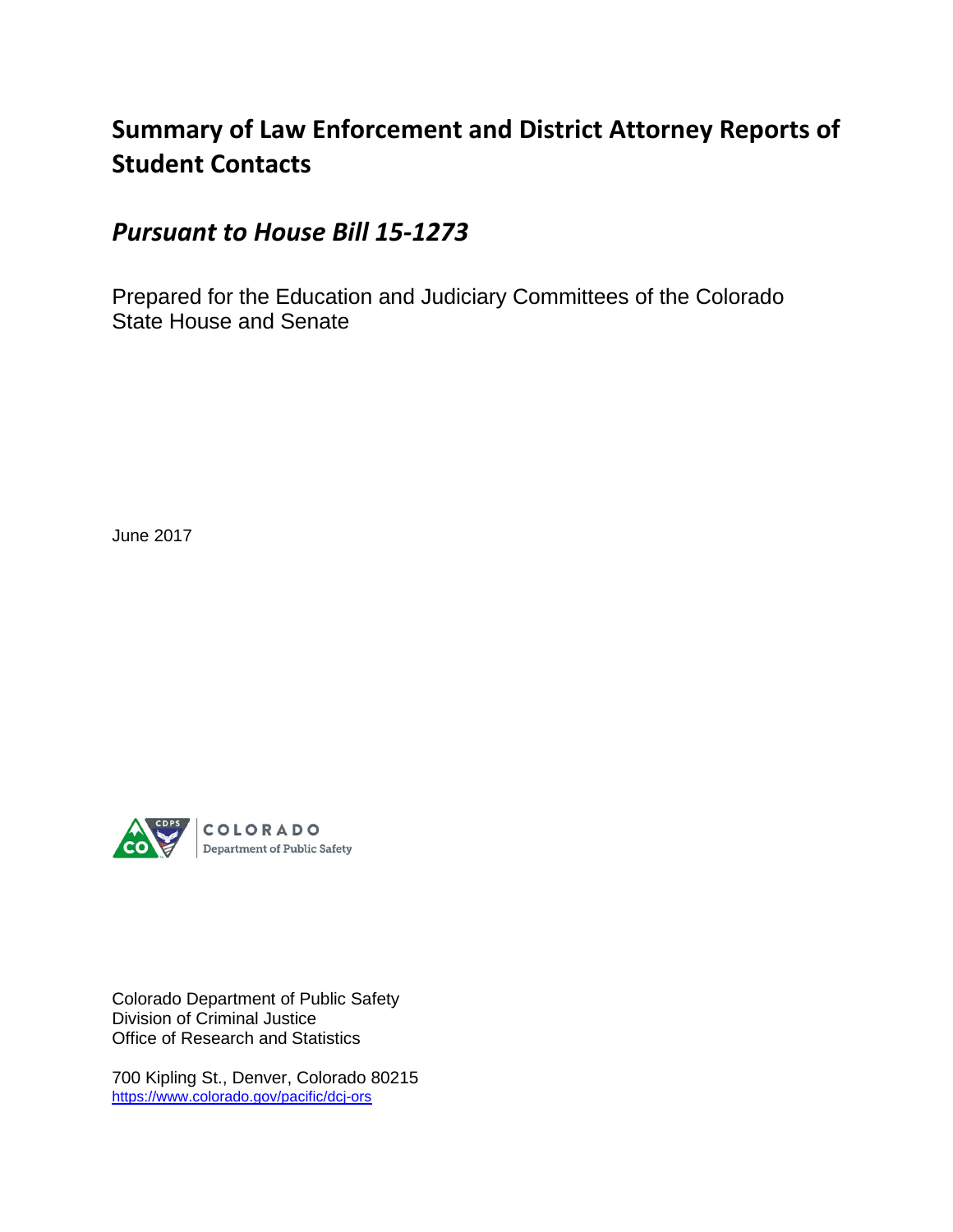# Summary of Law Enforcement and District Attorney Reports of Student Contacts

## *Pursuant to House Bill 15-1273*

Prepared for the Education and Judiciary Committees of the Colorado State House and Senate

June 2017

COLORADO
Department of Public Safety

Colorado Department of Public Safety
Division of Criminal Justice
Office of Research and Statistics

700 Kipling St., Denver, Colorado 80215
https://www.colorado.gov/pacific/dcj-ors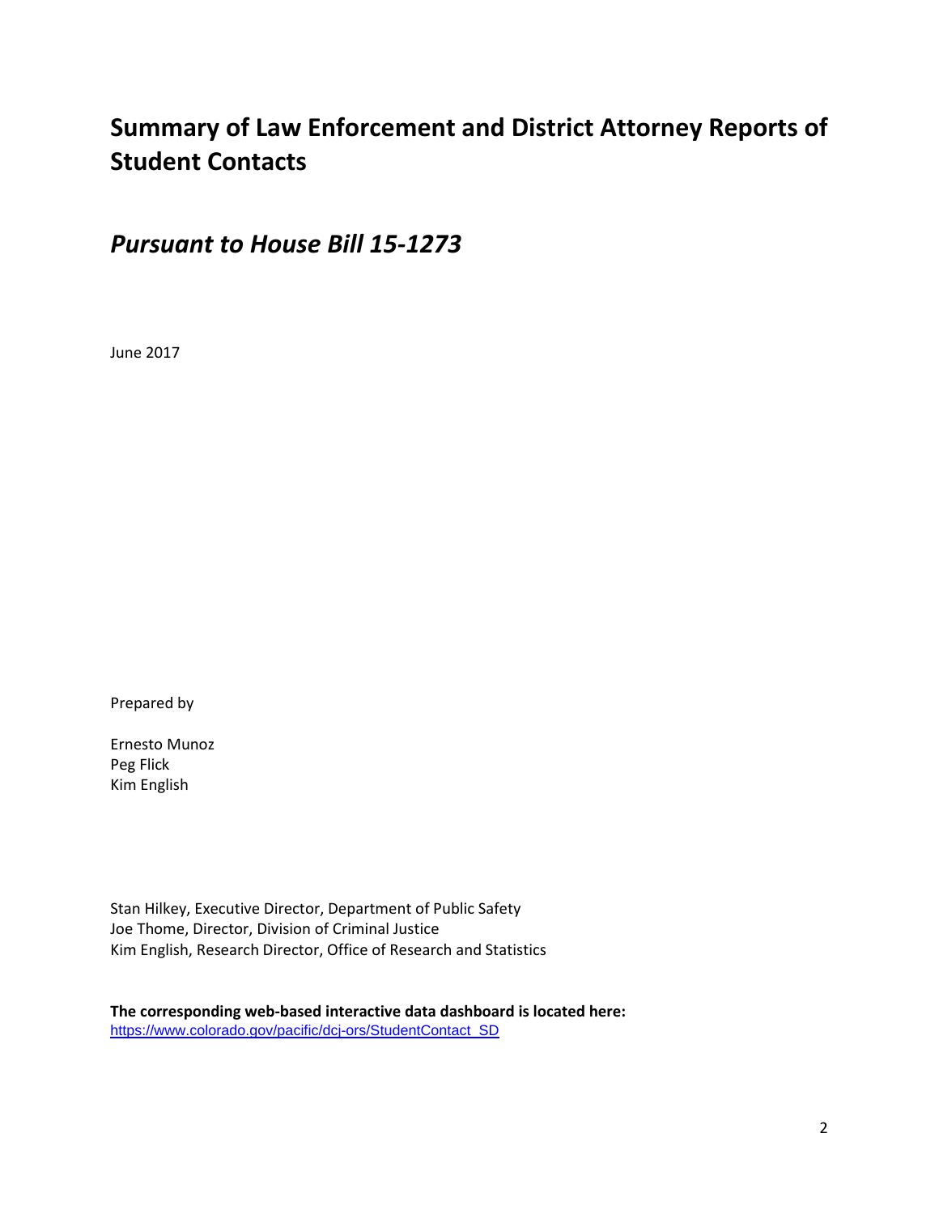# Summary of Law Enforcement and District Attorney Reports of Student Contacts

## *Pursuant to House Bill 15-1273*

June 2017

Prepared by

Ernesto Munoz
Peg Flick
Kim English

Stan Hilkey, Executive Director, Department of Public Safety
Joe Thome, Director, Division of Criminal Justice
Kim English, Research Director, Office of Research and Statistics

**The corresponding web-based interactive data dashboard is located here:**
https://www.colorado.gov/pacific/dcj-ors/StudentContact_SD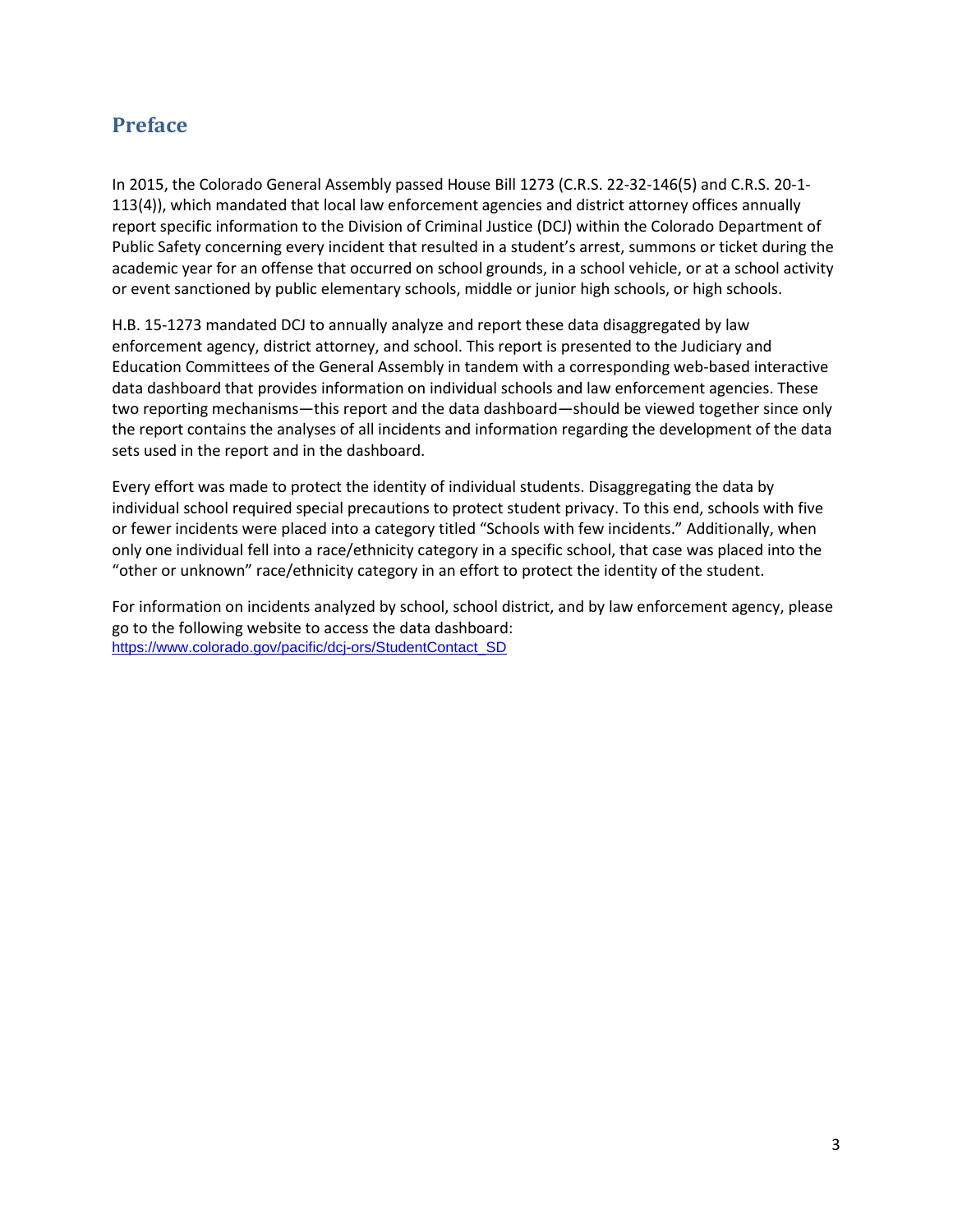## Preface

In 2015, the Colorado General Assembly passed House Bill 1273 (C.R.S. 22-32-146(5) and C.R.S. 20-1-113(4)), which mandated that local law enforcement agencies and district attorney offices annually report specific information to the Division of Criminal Justice (DCJ) within the Colorado Department of Public Safety concerning every incident that resulted in a student's arrest, summons or ticket during the academic year for an offense that occurred on school grounds, in a school vehicle, or at a school activity or event sanctioned by public elementary schools, middle or junior high schools, or high schools.

H.B. 15-1273 mandated DCJ to annually analyze and report these data disaggregated by law enforcement agency, district attorney, and school. This report is presented to the Judiciary and Education Committees of the General Assembly in tandem with a corresponding web-based interactive data dashboard that provides information on individual schools and law enforcement agencies. These two reporting mechanisms—this report and the data dashboard—should be viewed together since only the report contains the analyses of all incidents and information regarding the development of the data sets used in the report and in the dashboard.

Every effort was made to protect the identity of individual students. Disaggregating the data by individual school required special precautions to protect student privacy. To this end, schools with five or fewer incidents were placed into a category titled "Schools with few incidents." Additionally, when only one individual fell into a race/ethnicity category in a specific school, that case was placed into the "other or unknown" race/ethnicity category in an effort to protect the identity of the student.

For information on incidents analyzed by school, school district, and by law enforcement agency, please go to the following website to access the data dashboard:
https://www.colorado.gov/pacific/dcj-ors/StudentContact_SD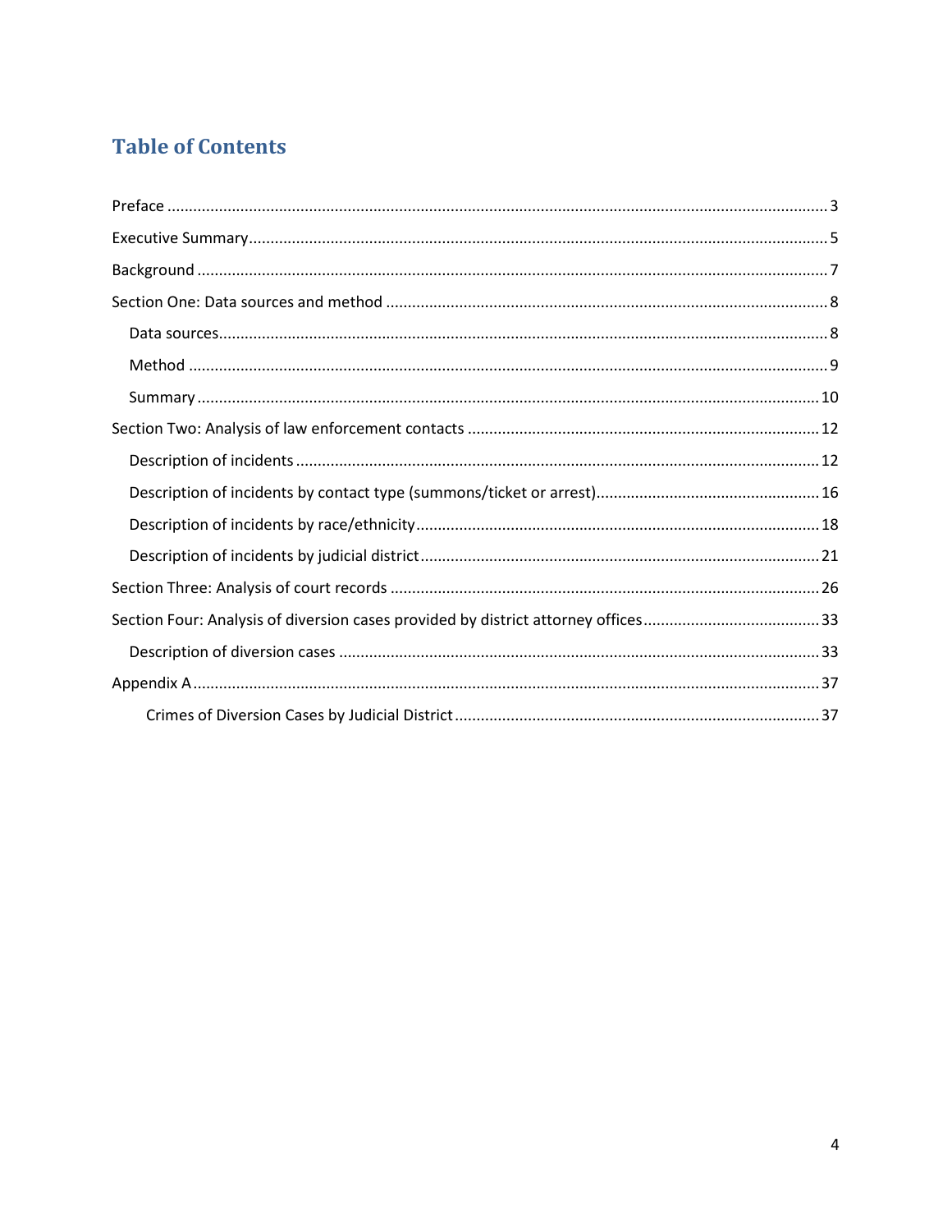# Table of Contents

Preface ........................................................................................................................................ 3

Executive Summary..................................................................................................................... 5

Background ................................................................................................................................. 7

Section One: Data sources and method ..................................................................................... 8

- Data sources........................................................................................................................... 8
- Method .................................................................................................................................. 9
- Summary ............................................................................................................................... 10

Section Two: Analysis of law enforcement contacts ................................................................. 12

- Description of incidents ....................................................................................................... 12
- Description of incidents by contact type (summons/ticket or arrest)................................... 16
- Description of incidents by race/ethnicity............................................................................ 18
- Description of incidents by judicial district........................................................................... 21

Section Three: Analysis of court records .................................................................................. 26

Section Four: Analysis of diversion cases provided by district attorney offices......................... 33

- Description of diversion cases .............................................................................................. 33

Appendix A ................................................................................................................................ 37

- Crimes of Diversion Cases by Judicial District .................................................................... 37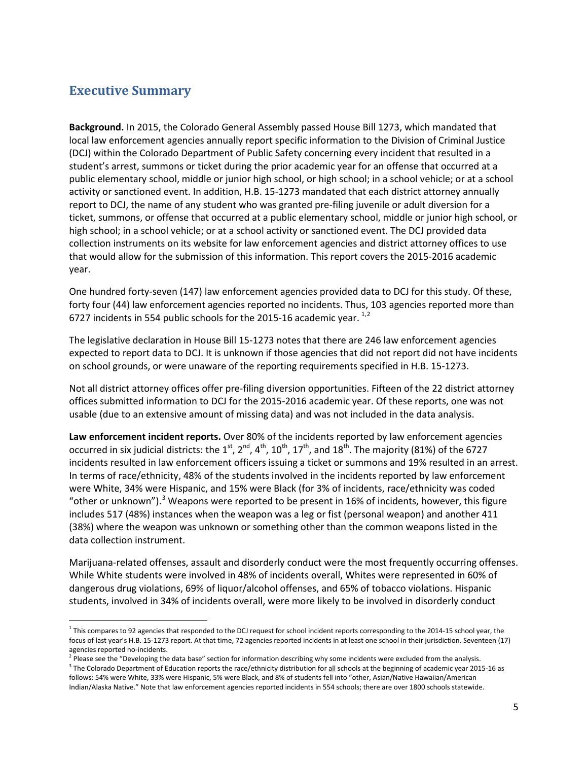## Executive Summary

**Background.** In 2015, the Colorado General Assembly passed House Bill 1273, which mandated that local law enforcement agencies annually report specific information to the Division of Criminal Justice (DCJ) within the Colorado Department of Public Safety concerning every incident that resulted in a student's arrest, summons or ticket during the prior academic year for an offense that occurred at a public elementary school, middle or junior high school, or high school; in a school vehicle; or at a school activity or sanctioned event. In addition, H.B. 15-1273 mandated that each district attorney annually report to DCJ, the name of any student who was granted pre-filing juvenile or adult diversion for a ticket, summons, or offense that occurred at a public elementary school, middle or junior high school, or high school; in a school vehicle; or at a school activity or sanctioned event. The DCJ provided data collection instruments on its website for law enforcement agencies and district attorney offices to use that would allow for the submission of this information. This report covers the 2015-2016 academic year.

One hundred forty-seven (147) law enforcement agencies provided data to DCJ for this study. Of these, forty four (44) law enforcement agencies reported no incidents. Thus, 103 agencies reported more than 6727 incidents in 554 public schools for the 2015-16 academic year. [1,2]

The legislative declaration in House Bill 15-1273 notes that there are 246 law enforcement agencies expected to report data to DCJ. It is unknown if those agencies that did not report did not have incidents on school grounds, or were unaware of the reporting requirements specified in H.B. 15-1273.

Not all district attorney offices offer pre-filing diversion opportunities. Fifteen of the 22 district attorney offices submitted information to DCJ for the 2015-2016 academic year. Of these reports, one was not usable (due to an extensive amount of missing data) and was not included in the data analysis.

**Law enforcement incident reports.** Over 80% of the incidents reported by law enforcement agencies occurred in six judicial districts: the 1st, 2nd, 4th, 10th, 17th, and 18th. The majority (81%) of the 6727 incidents resulted in law enforcement officers issuing a ticket or summons and 19% resulted in an arrest. In terms of race/ethnicity, 48% of the students involved in the incidents reported by law enforcement were White, 34% were Hispanic, and 15% were Black (for 3% of incidents, race/ethnicity was coded "other or unknown").[3] Weapons were reported to be present in 16% of incidents, however, this figure includes 517 (48%) instances when the weapon was a leg or fist (personal weapon) and another 411 (38%) where the weapon was unknown or something other than the common weapons listed in the data collection instrument.

Marijuana-related offenses, assault and disorderly conduct were the most frequently occurring offenses. While White students were involved in 48% of incidents overall, Whites were represented in 60% of dangerous drug violations, 69% of liquor/alcohol offenses, and 65% of tobacco violations. Hispanic students, involved in 34% of incidents overall, were more likely to be involved in disorderly conduct

---

[1] This compares to 92 agencies that responded to the DCJ request for school incident reports corresponding to the 2014-15 school year, the focus of last year's H.B. 15-1273 report. At that time, 72 agencies reported incidents in at least one school in their jurisdiction. Seventeen (17) agencies reported no-incidents.

[2] Please see the "Developing the data base" section for information describing why some incidents were excluded from the analysis.

[3] The Colorado Department of Education reports the race/ethnicity distribution for all schools at the beginning of academic year 2015-16 as follows: 54% were White, 33% were Hispanic, 5% were Black, and 8% of students fell into "other, Asian/Native Hawaiian/American Indian/Alaska Native." Note that law enforcement agencies reported incidents in 554 schools; there are over 1800 schools statewide.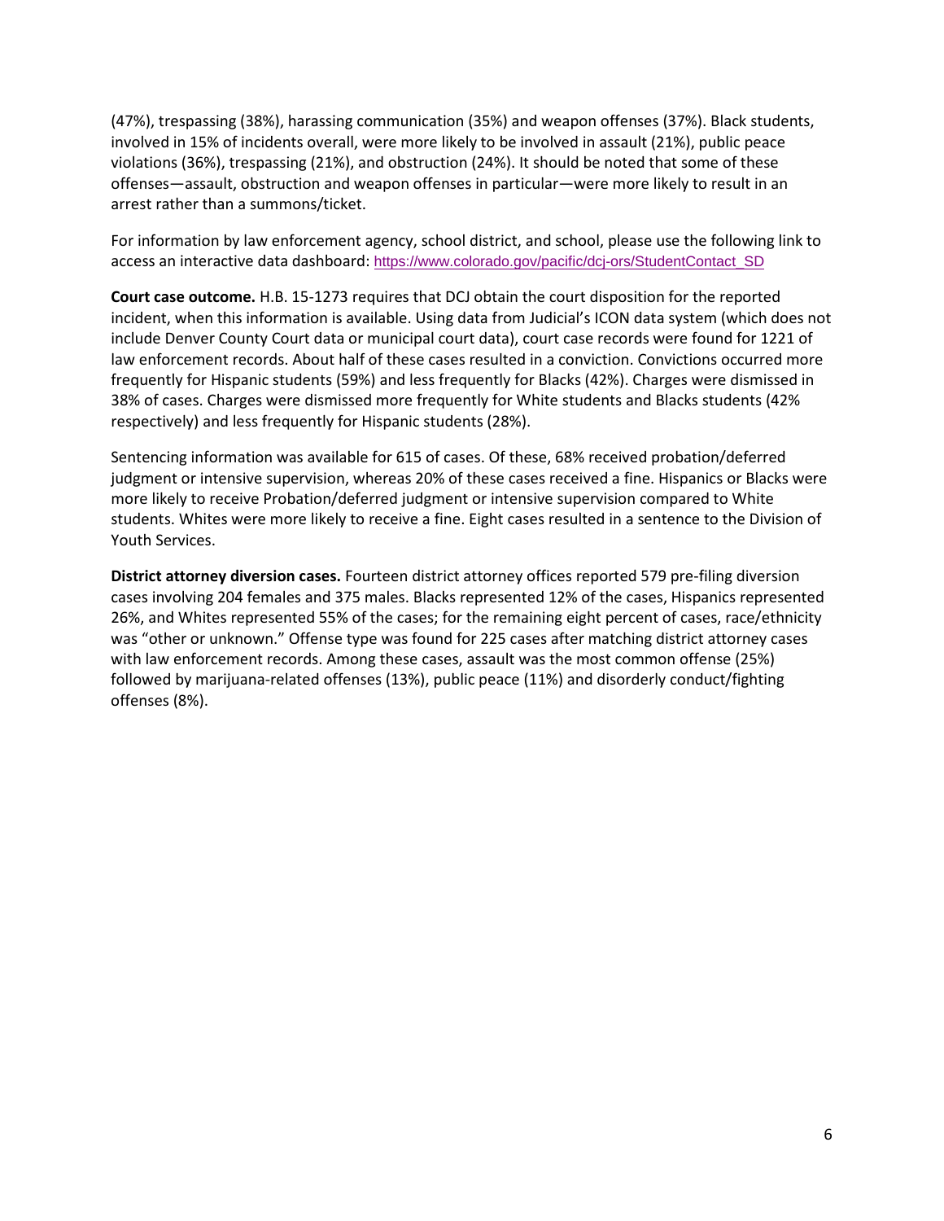(47%), trespassing (38%), harassing communication (35%) and weapon offenses (37%). Black students, involved in 15% of incidents overall, were more likely to be involved in assault (21%), public peace violations (36%), trespassing (21%), and obstruction (24%). It should be noted that some of these offenses—assault, obstruction and weapon offenses in particular—were more likely to result in an arrest rather than a summons/ticket.

For information by law enforcement agency, school district, and school, please use the following link to access an interactive data dashboard: https://www.colorado.gov/pacific/dcj-ors/StudentContact_SD

**Court case outcome.** H.B. 15-1273 requires that DCJ obtain the court disposition for the reported incident, when this information is available. Using data from Judicial's ICON data system (which does not include Denver County Court data or municipal court data), court case records were found for 1221 of law enforcement records. About half of these cases resulted in a conviction. Convictions occurred more frequently for Hispanic students (59%) and less frequently for Blacks (42%). Charges were dismissed in 38% of cases. Charges were dismissed more frequently for White students and Blacks students (42% respectively) and less frequently for Hispanic students (28%).

Sentencing information was available for 615 of cases. Of these, 68% received probation/deferred judgment or intensive supervision, whereas 20% of these cases received a fine. Hispanics or Blacks were more likely to receive Probation/deferred judgment or intensive supervision compared to White students. Whites were more likely to receive a fine. Eight cases resulted in a sentence to the Division of Youth Services.

**District attorney diversion cases.** Fourteen district attorney offices reported 579 pre-filing diversion cases involving 204 females and 375 males. Blacks represented 12% of the cases, Hispanics represented 26%, and Whites represented 55% of the cases; for the remaining eight percent of cases, race/ethnicity was "other or unknown." Offense type was found for 225 cases after matching district attorney cases with law enforcement records. Among these cases, assault was the most common offense (25%) followed by marijuana-related offenses (13%), public peace (11%) and disorderly conduct/fighting offenses (8%).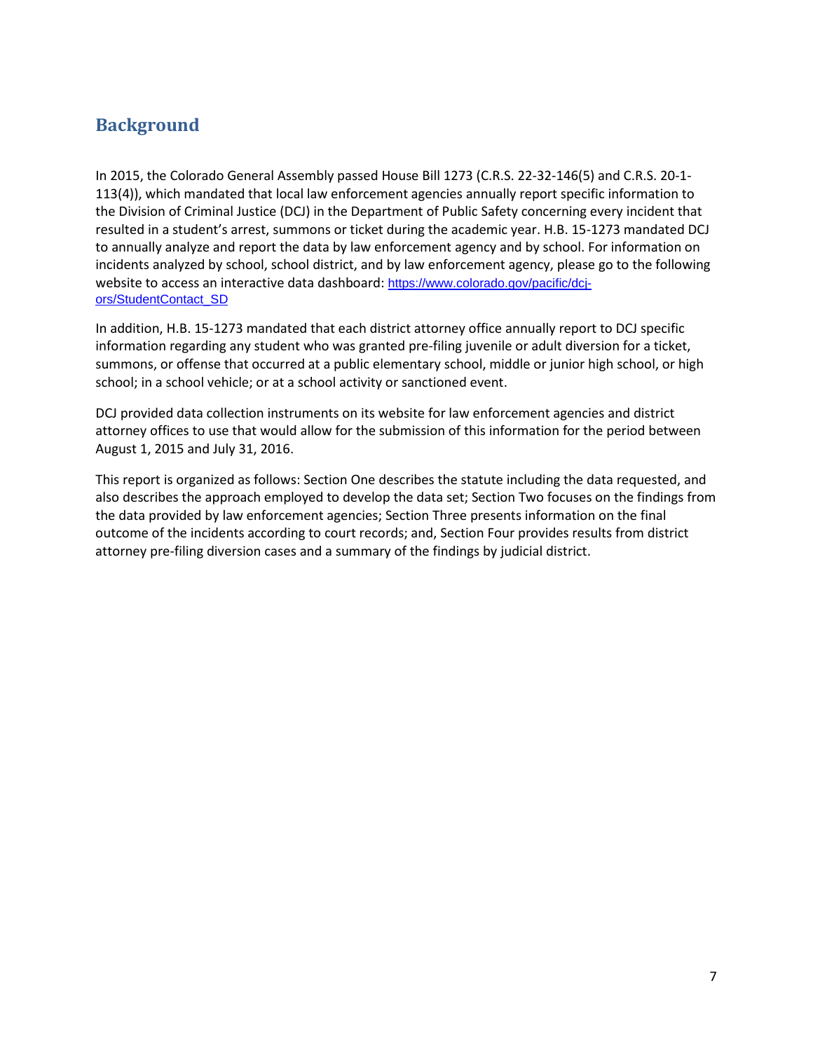## Background

In 2015, the Colorado General Assembly passed House Bill 1273 (C.R.S. 22-32-146(5) and C.R.S. 20-1-113(4)), which mandated that local law enforcement agencies annually report specific information to the Division of Criminal Justice (DCJ) in the Department of Public Safety concerning every incident that resulted in a student's arrest, summons or ticket during the academic year. H.B. 15-1273 mandated DCJ to annually analyze and report the data by law enforcement agency and by school. For information on incidents analyzed by school, school district, and by law enforcement agency, please go to the following website to access an interactive data dashboard: https://www.colorado.gov/pacific/dcj-ors/StudentContact_SD

In addition, H.B. 15-1273 mandated that each district attorney office annually report to DCJ specific information regarding any student who was granted pre-filing juvenile or adult diversion for a ticket, summons, or offense that occurred at a public elementary school, middle or junior high school, or high school; in a school vehicle; or at a school activity or sanctioned event.

DCJ provided data collection instruments on its website for law enforcement agencies and district attorney offices to use that would allow for the submission of this information for the period between August 1, 2015 and July 31, 2016.

This report is organized as follows: Section One describes the statute including the data requested, and also describes the approach employed to develop the data set; Section Two focuses on the findings from the data provided by law enforcement agencies; Section Three presents information on the final outcome of the incidents according to court records; and, Section Four provides results from district attorney pre-filing diversion cases and a summary of the findings by judicial district.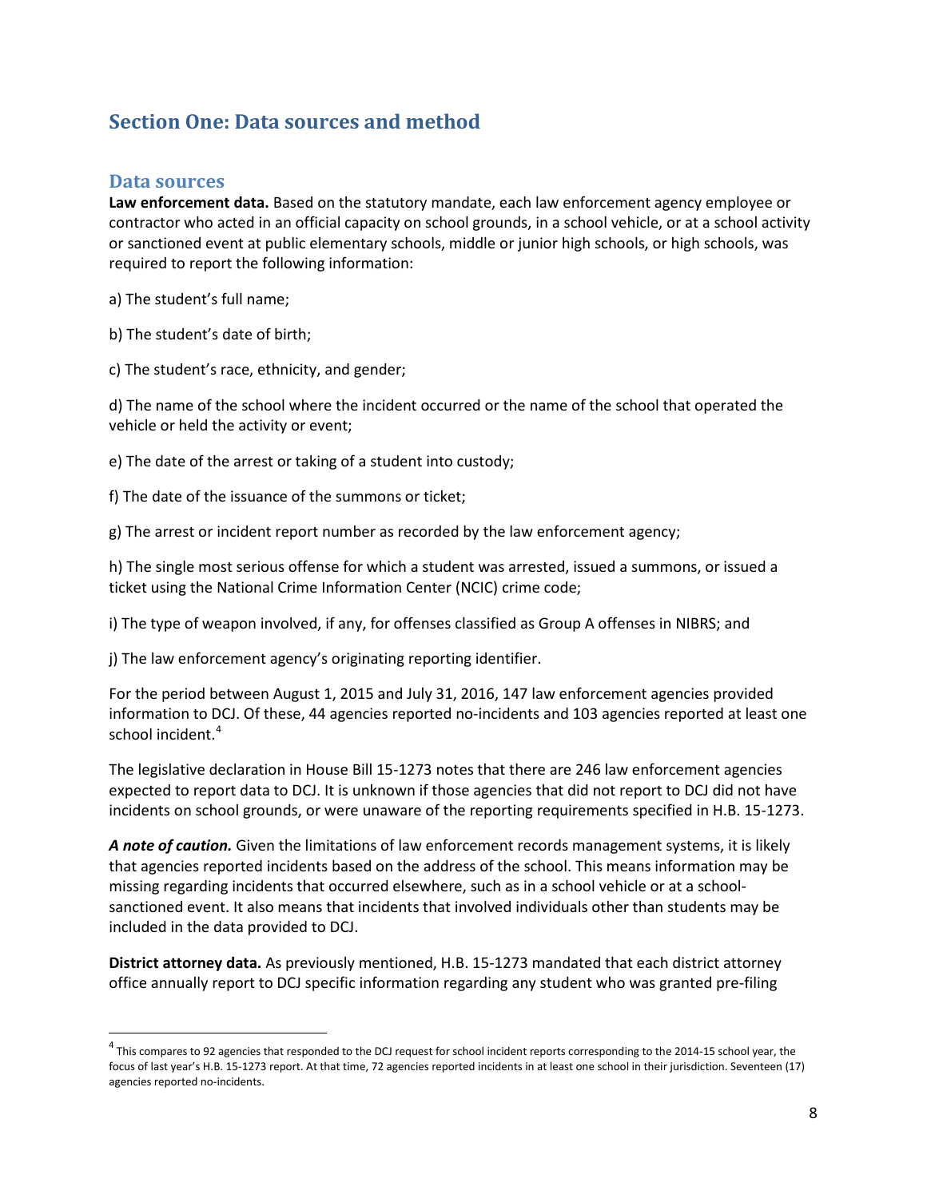## Section One: Data sources and method

### Data sources

**Law enforcement data.** Based on the statutory mandate, each law enforcement agency employee or contractor who acted in an official capacity on school grounds, in a school vehicle, or at a school activity or sanctioned event at public elementary schools, middle or junior high schools, or high schools, was required to report the following information:

a) The student's full name;

b) The student's date of birth;

c) The student's race, ethnicity, and gender;

d) The name of the school where the incident occurred or the name of the school that operated the vehicle or held the activity or event;

e) The date of the arrest or taking of a student into custody;

f) The date of the issuance of the summons or ticket;

g) The arrest or incident report number as recorded by the law enforcement agency;

h) The single most serious offense for which a student was arrested, issued a summons, or issued a ticket using the National Crime Information Center (NCIC) crime code;

i) The type of weapon involved, if any, for offenses classified as Group A offenses in NIBRS; and

j) The law enforcement agency's originating reporting identifier.

For the period between August 1, 2015 and July 31, 2016, 147 law enforcement agencies provided information to DCJ. Of these, 44 agencies reported no-incidents and 103 agencies reported at least one school incident.[4]

The legislative declaration in House Bill 15-1273 notes that there are 246 law enforcement agencies expected to report data to DCJ. It is unknown if those agencies that did not report to DCJ did not have incidents on school grounds, or were unaware of the reporting requirements specified in H.B. 15-1273.

***A note of caution.*** Given the limitations of law enforcement records management systems, it is likely that agencies reported incidents based on the address of the school. This means information may be missing regarding incidents that occurred elsewhere, such as in a school vehicle or at a school-sanctioned event. It also means that incidents that involved individuals other than students may be included in the data provided to DCJ.

**District attorney data.** As previously mentioned, H.B. 15-1273 mandated that each district attorney office annually report to DCJ specific information regarding any student who was granted pre-filing

[4] This compares to 92 agencies that responded to the DCJ request for school incident reports corresponding to the 2014-15 school year, the focus of last year's H.B. 15-1273 report. At that time, 72 agencies reported incidents in at least one school in their jurisdiction. Seventeen (17) agencies reported no-incidents.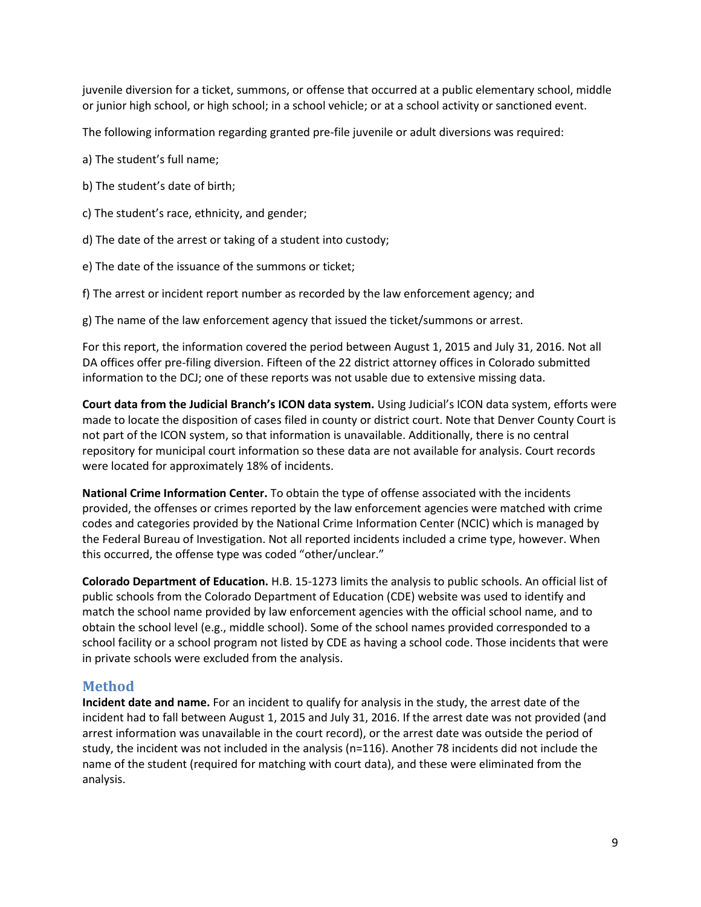juvenile diversion for a ticket, summons, or offense that occurred at a public elementary school, middle or junior high school, or high school; in a school vehicle; or at a school activity or sanctioned event.

The following information regarding granted pre-file juvenile or adult diversions was required:

a) The student's full name;

b) The student's date of birth;

c) The student's race, ethnicity, and gender;

d) The date of the arrest or taking of a student into custody;

e) The date of the issuance of the summons or ticket;

f) The arrest or incident report number as recorded by the law enforcement agency; and

g) The name of the law enforcement agency that issued the ticket/summons or arrest.

For this report, the information covered the period between August 1, 2015 and July 31, 2016. Not all DA offices offer pre-filing diversion. Fifteen of the 22 district attorney offices in Colorado submitted information to the DCJ; one of these reports was not usable due to extensive missing data.

**Court data from the Judicial Branch's ICON data system.** Using Judicial's ICON data system, efforts were made to locate the disposition of cases filed in county or district court. Note that Denver County Court is not part of the ICON system, so that information is unavailable. Additionally, there is no central repository for municipal court information so these data are not available for analysis. Court records were located for approximately 18% of incidents.

**National Crime Information Center.** To obtain the type of offense associated with the incidents provided, the offenses or crimes reported by the law enforcement agencies were matched with crime codes and categories provided by the National Crime Information Center (NCIC) which is managed by the Federal Bureau of Investigation. Not all reported incidents included a crime type, however. When this occurred, the offense type was coded "other/unclear."

**Colorado Department of Education.** H.B. 15-1273 limits the analysis to public schools. An official list of public schools from the Colorado Department of Education (CDE) website was used to identify and match the school name provided by law enforcement agencies with the official school name, and to obtain the school level (e.g., middle school). Some of the school names provided corresponded to a school facility or a school program not listed by CDE as having a school code. Those incidents that were in private schools were excluded from the analysis.

## Method

**Incident date and name.** For an incident to qualify for analysis in the study, the arrest date of the incident had to fall between August 1, 2015 and July 31, 2016. If the arrest date was not provided (and arrest information was unavailable in the court record), or the arrest date was outside the period of study, the incident was not included in the analysis (n=116). Another 78 incidents did not include the name of the student (required for matching with court data), and these were eliminated from the analysis.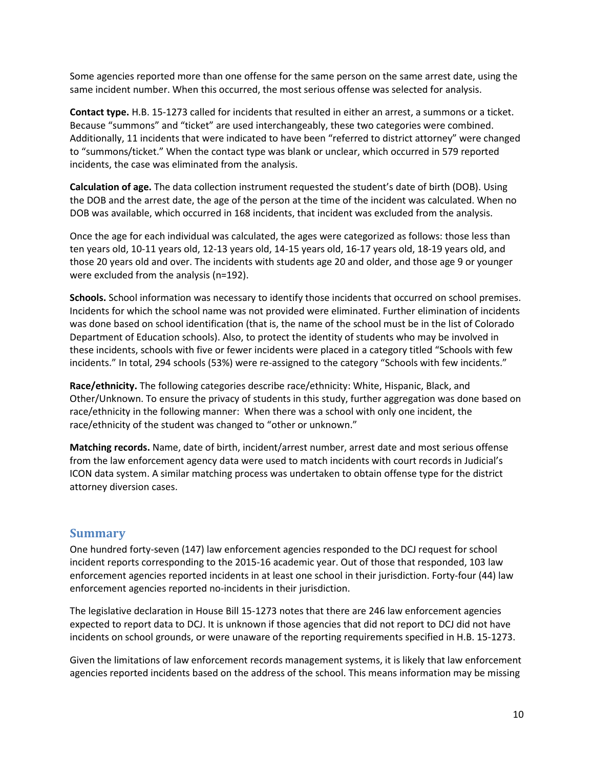Some agencies reported more than one offense for the same person on the same arrest date, using the same incident number. When this occurred, the most serious offense was selected for analysis.

**Contact type.** H.B. 15-1273 called for incidents that resulted in either an arrest, a summons or a ticket. Because "summons" and "ticket" are used interchangeably, these two categories were combined. Additionally, 11 incidents that were indicated to have been "referred to district attorney" were changed to "summons/ticket." When the contact type was blank or unclear, which occurred in 579 reported incidents, the case was eliminated from the analysis.

**Calculation of age.** The data collection instrument requested the student's date of birth (DOB). Using the DOB and the arrest date, the age of the person at the time of the incident was calculated. When no DOB was available, which occurred in 168 incidents, that incident was excluded from the analysis.

Once the age for each individual was calculated, the ages were categorized as follows: those less than ten years old, 10-11 years old, 12-13 years old, 14-15 years old, 16-17 years old, 18-19 years old, and those 20 years old and over. The incidents with students age 20 and older, and those age 9 or younger were excluded from the analysis (n=192).

**Schools.** School information was necessary to identify those incidents that occurred on school premises. Incidents for which the school name was not provided were eliminated. Further elimination of incidents was done based on school identification (that is, the name of the school must be in the list of Colorado Department of Education schools). Also, to protect the identity of students who may be involved in these incidents, schools with five or fewer incidents were placed in a category titled "Schools with few incidents." In total, 294 schools (53%) were re-assigned to the category "Schools with few incidents."

**Race/ethnicity.** The following categories describe race/ethnicity: White, Hispanic, Black, and Other/Unknown. To ensure the privacy of students in this study, further aggregation was done based on race/ethnicity in the following manner: When there was a school with only one incident, the race/ethnicity of the student was changed to "other or unknown."

**Matching records.** Name, date of birth, incident/arrest number, arrest date and most serious offense from the law enforcement agency data were used to match incidents with court records in Judicial's ICON data system. A similar matching process was undertaken to obtain offense type for the district attorney diversion cases.

## Summary

One hundred forty-seven (147) law enforcement agencies responded to the DCJ request for school incident reports corresponding to the 2015-16 academic year. Out of those that responded, 103 law enforcement agencies reported incidents in at least one school in their jurisdiction. Forty-four (44) law enforcement agencies reported no-incidents in their jurisdiction.

The legislative declaration in House Bill 15-1273 notes that there are 246 law enforcement agencies expected to report data to DCJ. It is unknown if those agencies that did not report to DCJ did not have incidents on school grounds, or were unaware of the reporting requirements specified in H.B. 15-1273.

Given the limitations of law enforcement records management systems, it is likely that law enforcement agencies reported incidents based on the address of the school. This means information may be missing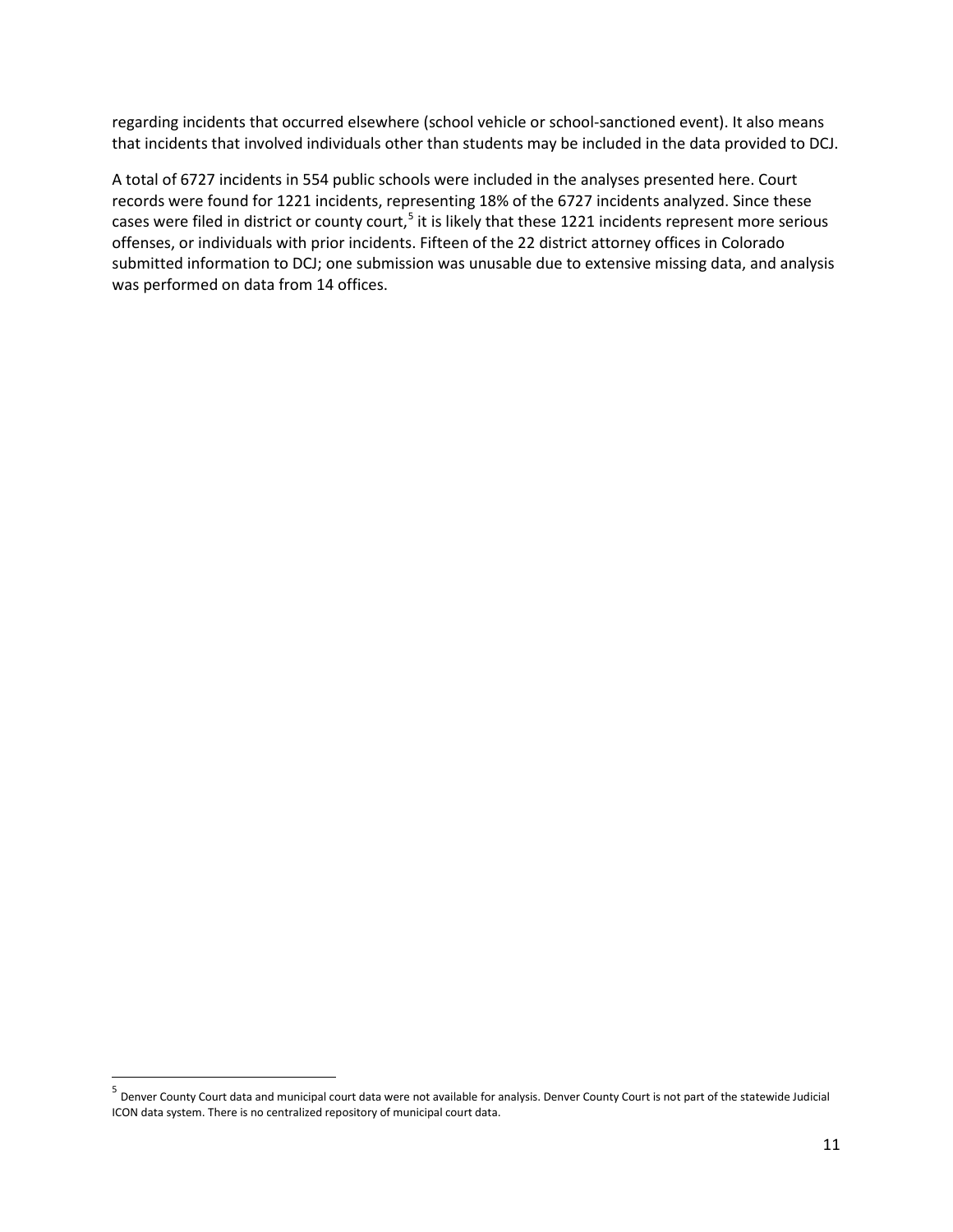regarding incidents that occurred elsewhere (school vehicle or school-sanctioned event). It also means that incidents that involved individuals other than students may be included in the data provided to DCJ.

A total of 6727 incidents in 554 public schools were included in the analyses presented here. Court records were found for 1221 incidents, representing 18% of the 6727 incidents analyzed. Since these cases were filed in district or county court,[5] it is likely that these 1221 incidents represent more serious offenses, or individuals with prior incidents. Fifteen of the 22 district attorney offices in Colorado submitted information to DCJ; one submission was unusable due to extensive missing data, and analysis was performed on data from 14 offices.

---

[5] Denver County Court data and municipal court data were not available for analysis. Denver County Court is not part of the statewide Judicial ICON data system. There is no centralized repository of municipal court data.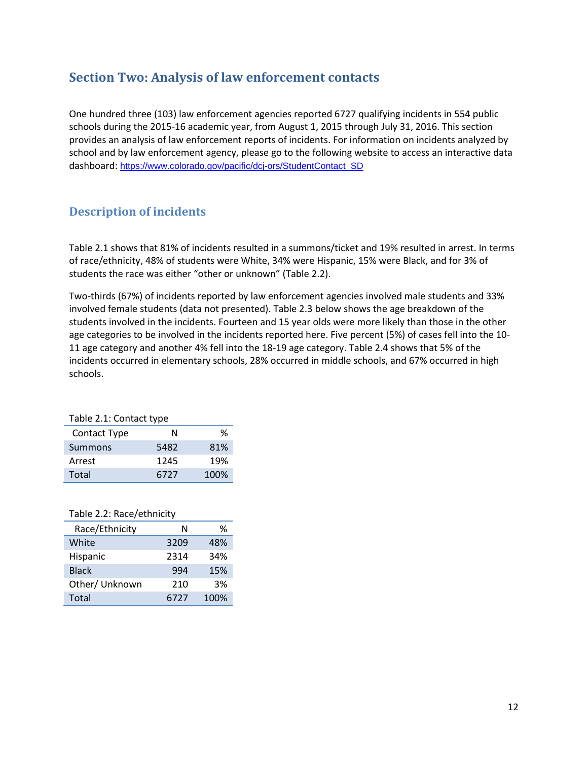## Section Two: Analysis of law enforcement contacts

One hundred three (103) law enforcement agencies reported 6727 qualifying incidents in 554 public schools during the 2015-16 academic year, from August 1, 2015 through July 31, 2016. This section provides an analysis of law enforcement reports of incidents. For information on incidents analyzed by school and by law enforcement agency, please go to the following website to access an interactive data dashboard: https://www.colorado.gov/pacific/dcj-ors/StudentContact_SD

### Description of incidents

Table 2.1 shows that 81% of incidents resulted in a summons/ticket and 19% resulted in arrest. In terms of race/ethnicity, 48% of students were White, 34% were Hispanic, 15% were Black, and for 3% of students the race was either "other or unknown" (Table 2.2).

Two-thirds (67%) of incidents reported by law enforcement agencies involved male students and 33% involved female students (data not presented). Table 2.3 below shows the age breakdown of the students involved in the incidents. Fourteen and 15 year olds were more likely than those in the other age categories to be involved in the incidents reported here. Five percent (5%) of cases fell into the 10-11 age category and another 4% fell into the 18-19 age category. Table 2.4 shows that 5% of the incidents occurred in elementary schools, 28% occurred in middle schools, and 67% occurred in high schools.

Table 2.1: Contact type

| Contact Type | N | % |
|---|---|---|
| Summons | 5482 | 81% |
| Arrest | 1245 | 19% |
| Total | 6727 | 100% |

Table 2.2: Race/ethnicity

| Race/Ethnicity | N | % |
|---|---|---|
| White | 3209 | 48% |
| Hispanic | 2314 | 34% |
| Black | 994 | 15% |
| Other/ Unknown | 210 | 3% |
| Total | 6727 | 100% |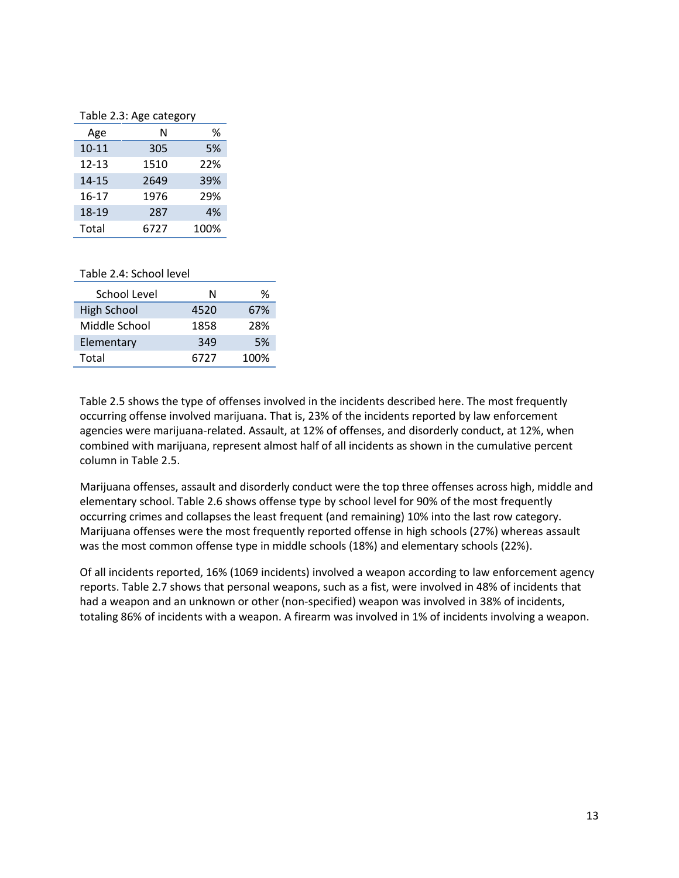Table 2.3: Age category

| Age | N | % |
|---|---|---|
| 10-11 | 305 | 5% |
| 12-13 | 1510 | 22% |
| 14-15 | 2649 | 39% |
| 16-17 | 1976 | 29% |
| 18-19 | 287 | 4% |
| Total | 6727 | 100% |

Table 2.4: School level

| School Level | N | % |
|---|---|---|
| High School | 4520 | 67% |
| Middle School | 1858 | 28% |
| Elementary | 349 | 5% |
| Total | 6727 | 100% |

Table 2.5 shows the type of offenses involved in the incidents described here. The most frequently occurring offense involved marijuana. That is, 23% of the incidents reported by law enforcement agencies were marijuana-related. Assault, at 12% of offenses, and disorderly conduct, at 12%, when combined with marijuana, represent almost half of all incidents as shown in the cumulative percent column in Table 2.5.

Marijuana offenses, assault and disorderly conduct were the top three offenses across high, middle and elementary school. Table 2.6 shows offense type by school level for 90% of the most frequently occurring crimes and collapses the least frequent (and remaining) 10% into the last row category. Marijuana offenses were the most frequently reported offense in high schools (27%) whereas assault was the most common offense type in middle schools (18%) and elementary schools (22%).

Of all incidents reported, 16% (1069 incidents) involved a weapon according to law enforcement agency reports. Table 2.7 shows that personal weapons, such as a fist, were involved in 48% of incidents that had a weapon and an unknown or other (non-specified) weapon was involved in 38% of incidents, totaling 86% of incidents with a weapon. A firearm was involved in 1% of incidents involving a weapon.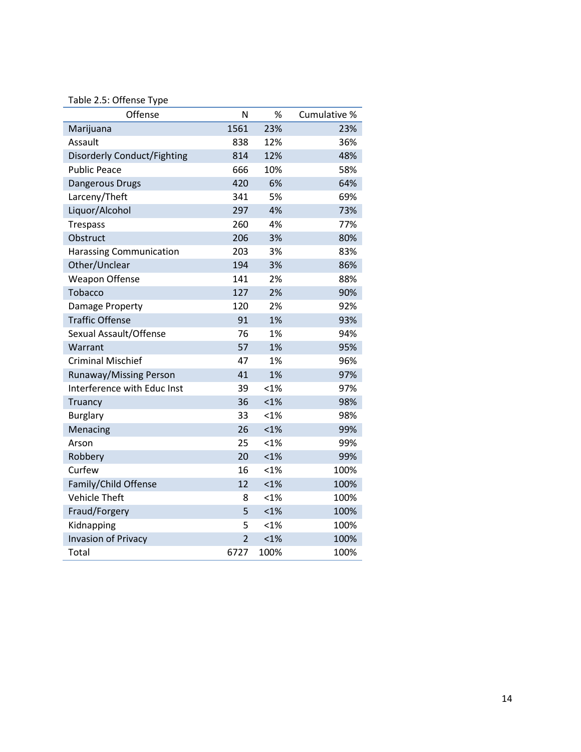Table 2.5: Offense Type

| Offense | N | % | Cumulative % |
|---|---|---|---|
| Marijuana | 1561 | 23% | 23% |
| Assault | 838 | 12% | 36% |
| Disorderly Conduct/Fighting | 814 | 12% | 48% |
| Public Peace | 666 | 10% | 58% |
| Dangerous Drugs | 420 | 6% | 64% |
| Larceny/Theft | 341 | 5% | 69% |
| Liquor/Alcohol | 297 | 4% | 73% |
| Trespass | 260 | 4% | 77% |
| Obstruct | 206 | 3% | 80% |
| Harassing Communication | 203 | 3% | 83% |
| Other/Unclear | 194 | 3% | 86% |
| Weapon Offense | 141 | 2% | 88% |
| Tobacco | 127 | 2% | 90% |
| Damage Property | 120 | 2% | 92% |
| Traffic Offense | 91 | 1% | 93% |
| Sexual Assault/Offense | 76 | 1% | 94% |
| Warrant | 57 | 1% | 95% |
| Criminal Mischief | 47 | 1% | 96% |
| Runaway/Missing Person | 41 | 1% | 97% |
| Interference with Educ Inst | 39 | <1% | 97% |
| Truancy | 36 | <1% | 98% |
| Burglary | 33 | <1% | 98% |
| Menacing | 26 | <1% | 99% |
| Arson | 25 | <1% | 99% |
| Robbery | 20 | <1% | 99% |
| Curfew | 16 | <1% | 100% |
| Family/Child Offense | 12 | <1% | 100% |
| Vehicle Theft | 8 | <1% | 100% |
| Fraud/Forgery | 5 | <1% | 100% |
| Kidnapping | 5 | <1% | 100% |
| Invasion of Privacy | 2 | <1% | 100% |
| Total | 6727 | 100% | 100% |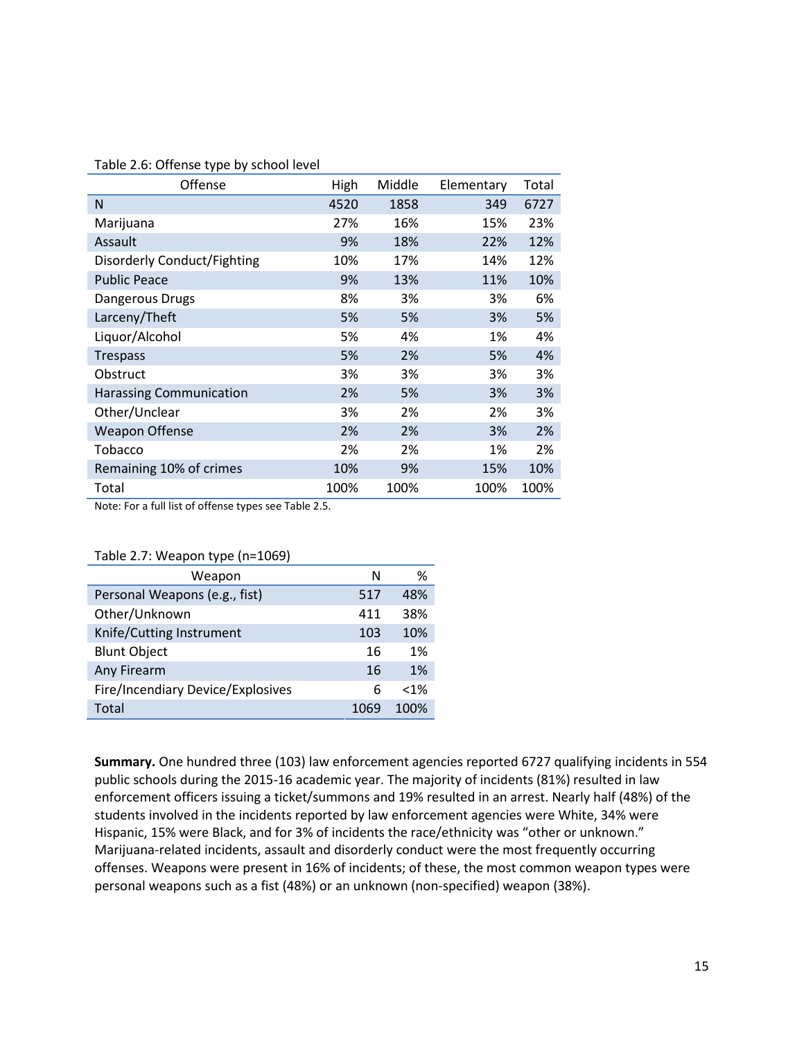Table 2.6: Offense type by school level

| Offense | High | Middle | Elementary | Total |
|---|---|---|---|---|
| N | 4520 | 1858 | 349 | 6727 |
| Marijuana | 27% | 16% | 15% | 23% |
| Assault | 9% | 18% | 22% | 12% |
| Disorderly Conduct/Fighting | 10% | 17% | 14% | 12% |
| Public Peace | 9% | 13% | 11% | 10% |
| Dangerous Drugs | 8% | 3% | 3% | 6% |
| Larceny/Theft | 5% | 5% | 3% | 5% |
| Liquor/Alcohol | 5% | 4% | 1% | 4% |
| Trespass | 5% | 2% | 5% | 4% |
| Obstruct | 3% | 3% | 3% | 3% |
| Harassing Communication | 2% | 5% | 3% | 3% |
| Other/Unclear | 3% | 2% | 2% | 3% |
| Weapon Offense | 2% | 2% | 3% | 2% |
| Tobacco | 2% | 2% | 1% | 2% |
| Remaining 10% of crimes | 10% | 9% | 15% | 10% |
| Total | 100% | 100% | 100% | 100% |

Note: For a full list of offense types see Table 2.5.

Table 2.7: Weapon type (n=1069)

| Weapon | N | % |
|---|---|---|
| Personal Weapons (e.g., fist) | 517 | 48% |
| Other/Unknown | 411 | 38% |
| Knife/Cutting Instrument | 103 | 10% |
| Blunt Object | 16 | 1% |
| Any Firearm | 16 | 1% |
| Fire/Incendiary Device/Explosives | 6 | <1% |
| Total | 1069 | 100% |

**Summary.** One hundred three (103) law enforcement agencies reported 6727 qualifying incidents in 554 public schools during the 2015-16 academic year. The majority of incidents (81%) resulted in law enforcement officers issuing a ticket/summons and 19% resulted in an arrest. Nearly half (48%) of the students involved in the incidents reported by law enforcement agencies were White, 34% were Hispanic, 15% were Black, and for 3% of incidents the race/ethnicity was "other or unknown." Marijuana-related incidents, assault and disorderly conduct were the most frequently occurring offenses. Weapons were present in 16% of incidents; of these, the most common weapon types were personal weapons such as a fist (48%) or an unknown (non-specified) weapon (38%).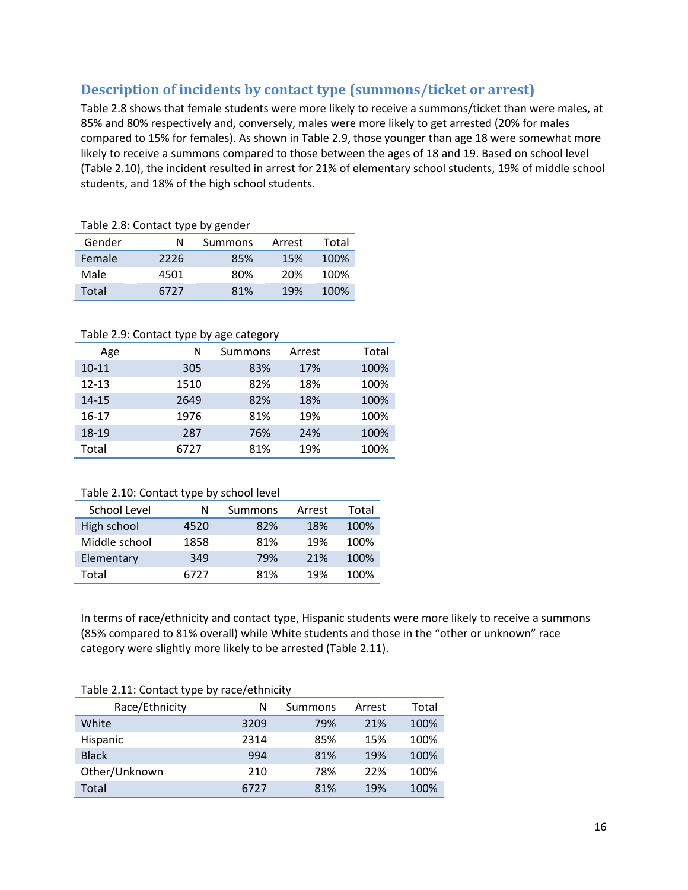## Description of incidents by contact type (summons/ticket or arrest)

Table 2.8 shows that female students were more likely to receive a summons/ticket than were males, at 85% and 80% respectively and, conversely, males were more likely to get arrested (20% for males compared to 15% for females). As shown in Table 2.9, those younger than age 18 were somewhat more likely to receive a summons compared to those between the ages of 18 and 19. Based on school level (Table 2.10), the incident resulted in arrest for 21% of elementary school students, 19% of middle school students, and 18% of the high school students.

Table 2.8: Contact type by gender

| Gender | N | Summons | Arrest | Total |
|---|---|---|---|---|
| Female | 2226 | 85% | 15% | 100% |
| Male | 4501 | 80% | 20% | 100% |
| Total | 6727 | 81% | 19% | 100% |

Table 2.9: Contact type by age category

| Age | N | Summons | Arrest | Total |
|---|---|---|---|---|
| 10-11 | 305 | 83% | 17% | 100% |
| 12-13 | 1510 | 82% | 18% | 100% |
| 14-15 | 2649 | 82% | 18% | 100% |
| 16-17 | 1976 | 81% | 19% | 100% |
| 18-19 | 287 | 76% | 24% | 100% |
| Total | 6727 | 81% | 19% | 100% |

Table 2.10: Contact type by school level

| School Level | N | Summons | Arrest | Total |
|---|---|---|---|---|
| High school | 4520 | 82% | 18% | 100% |
| Middle school | 1858 | 81% | 19% | 100% |
| Elementary | 349 | 79% | 21% | 100% |
| Total | 6727 | 81% | 19% | 100% |

In terms of race/ethnicity and contact type, Hispanic students were more likely to receive a summons (85% compared to 81% overall) while White students and those in the "other or unknown" race category were slightly more likely to be arrested (Table 2.11).

Table 2.11: Contact type by race/ethnicity

| Race/Ethnicity | N | Summons | Arrest | Total |
|---|---|---|---|---|
| White | 3209 | 79% | 21% | 100% |
| Hispanic | 2314 | 85% | 15% | 100% |
| Black | 994 | 81% | 19% | 100% |
| Other/Unknown | 210 | 78% | 22% | 100% |
| Total | 6727 | 81% | 19% | 100% |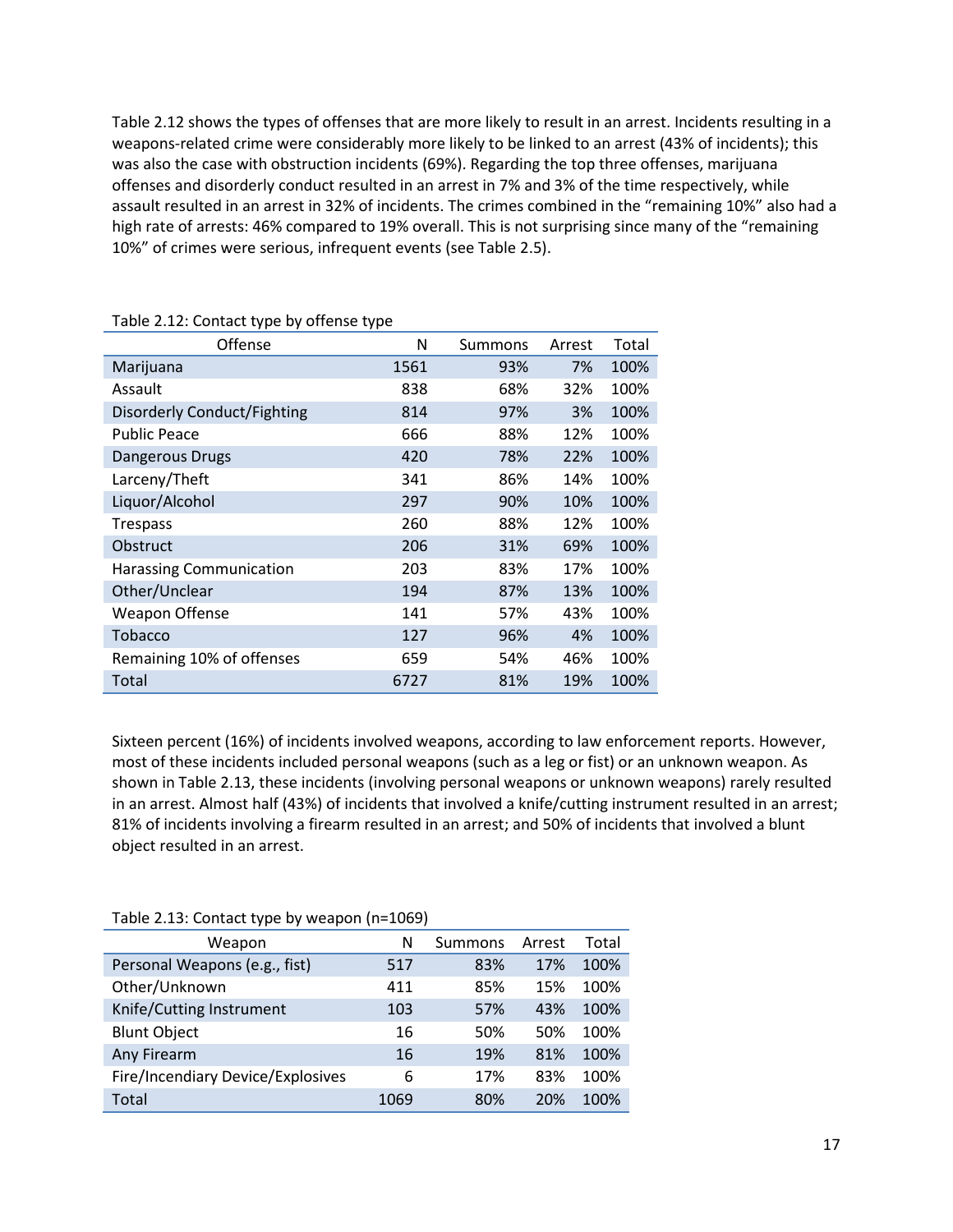Table 2.12 shows the types of offenses that are more likely to result in an arrest. Incidents resulting in a weapons-related crime were considerably more likely to be linked to an arrest (43% of incidents); this was also the case with obstruction incidents (69%). Regarding the top three offenses, marijuana offenses and disorderly conduct resulted in an arrest in 7% and 3% of the time respectively, while assault resulted in an arrest in 32% of incidents. The crimes combined in the "remaining 10%" also had a high rate of arrests: 46% compared to 19% overall. This is not surprising since many of the "remaining 10%" of crimes were serious, infrequent events (see Table 2.5).

Table 2.12: Contact type by offense type

| Offense | N | Summons | Arrest | Total |
|---|---|---|---|---|
| Marijuana | 1561 | 93% | 7% | 100% |
| Assault | 838 | 68% | 32% | 100% |
| Disorderly Conduct/Fighting | 814 | 97% | 3% | 100% |
| Public Peace | 666 | 88% | 12% | 100% |
| Dangerous Drugs | 420 | 78% | 22% | 100% |
| Larceny/Theft | 341 | 86% | 14% | 100% |
| Liquor/Alcohol | 297 | 90% | 10% | 100% |
| Trespass | 260 | 88% | 12% | 100% |
| Obstruct | 206 | 31% | 69% | 100% |
| Harassing Communication | 203 | 83% | 17% | 100% |
| Other/Unclear | 194 | 87% | 13% | 100% |
| Weapon Offense | 141 | 57% | 43% | 100% |
| Tobacco | 127 | 96% | 4% | 100% |
| Remaining 10% of offenses | 659 | 54% | 46% | 100% |
| Total | 6727 | 81% | 19% | 100% |

Sixteen percent (16%) of incidents involved weapons, according to law enforcement reports. However, most of these incidents included personal weapons (such as a leg or fist) or an unknown weapon. As shown in Table 2.13, these incidents (involving personal weapons or unknown weapons) rarely resulted in an arrest. Almost half (43%) of incidents that involved a knife/cutting instrument resulted in an arrest; 81% of incidents involving a firearm resulted in an arrest; and 50% of incidents that involved a blunt object resulted in an arrest.

Table 2.13: Contact type by weapon (n=1069)

| Weapon | N | Summons | Arrest | Total |
|---|---|---|---|---|
| Personal Weapons (e.g., fist) | 517 | 83% | 17% | 100% |
| Other/Unknown | 411 | 85% | 15% | 100% |
| Knife/Cutting Instrument | 103 | 57% | 43% | 100% |
| Blunt Object | 16 | 50% | 50% | 100% |
| Any Firearm | 16 | 19% | 81% | 100% |
| Fire/Incendiary Device/Explosives | 6 | 17% | 83% | 100% |
| Total | 1069 | 80% | 20% | 100% |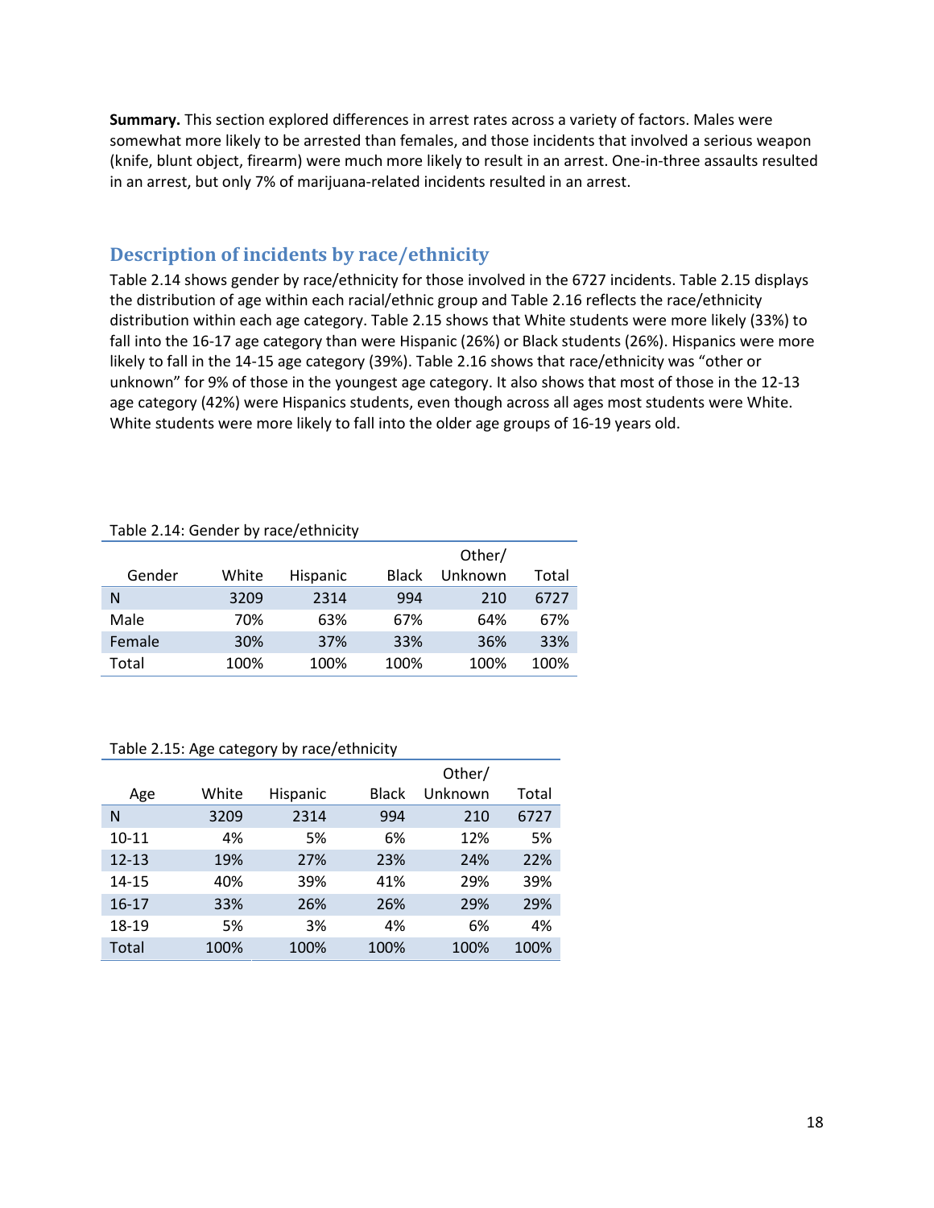**Summary.** This section explored differences in arrest rates across a variety of factors. Males were somewhat more likely to be arrested than females, and those incidents that involved a serious weapon (knife, blunt object, firearm) were much more likely to result in an arrest. One-in-three assaults resulted in an arrest, but only 7% of marijuana-related incidents resulted in an arrest.

## Description of incidents by race/ethnicity

Table 2.14 shows gender by race/ethnicity for those involved in the 6727 incidents. Table 2.15 displays the distribution of age within each racial/ethnic group and Table 2.16 reflects the race/ethnicity distribution within each age category. Table 2.15 shows that White students were more likely (33%) to fall into the 16-17 age category than were Hispanic (26%) or Black students (26%). Hispanics were more likely to fall in the 14-15 age category (39%). Table 2.16 shows that race/ethnicity was "other or unknown" for 9% of those in the youngest age category. It also shows that most of those in the 12-13 age category (42%) were Hispanics students, even though across all ages most students were White. White students were more likely to fall into the older age groups of 16-19 years old.

Table 2.14: Gender by race/ethnicity

| Gender | White | Hispanic | Black | Other/ Unknown | Total |
|---|---|---|---|---|---|
| N | 3209 | 2314 | 994 | 210 | 6727 |
| Male | 70% | 63% | 67% | 64% | 67% |
| Female | 30% | 37% | 33% | 36% | 33% |
| Total | 100% | 100% | 100% | 100% | 100% |

Table 2.15: Age category by race/ethnicity

| Age | White | Hispanic | Black | Other/ Unknown | Total |
|---|---|---|---|---|---|
| N | 3209 | 2314 | 994 | 210 | 6727 |
| 10-11 | 4% | 5% | 6% | 12% | 5% |
| 12-13 | 19% | 27% | 23% | 24% | 22% |
| 14-15 | 40% | 39% | 41% | 29% | 39% |
| 16-17 | 33% | 26% | 26% | 29% | 29% |
| 18-19 | 5% | 3% | 4% | 6% | 4% |
| Total | 100% | 100% | 100% | 100% | 100% |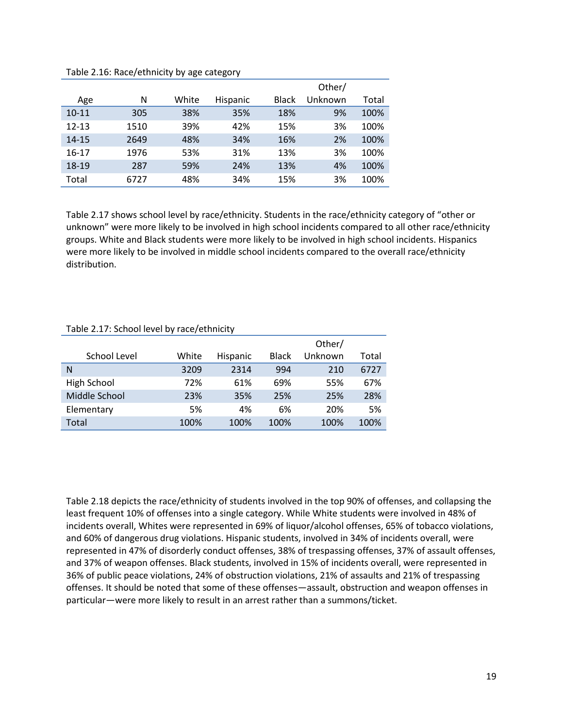Table 2.16: Race/ethnicity by age category

| Age | N | White | Hispanic | Black | Other/ Unknown | Total |
|---|---|---|---|---|---|---|
| 10-11 | 305 | 38% | 35% | 18% | 9% | 100% |
| 12-13 | 1510 | 39% | 42% | 15% | 3% | 100% |
| 14-15 | 2649 | 48% | 34% | 16% | 2% | 100% |
| 16-17 | 1976 | 53% | 31% | 13% | 3% | 100% |
| 18-19 | 287 | 59% | 24% | 13% | 4% | 100% |
| Total | 6727 | 48% | 34% | 15% | 3% | 100% |

Table 2.17 shows school level by race/ethnicity. Students in the race/ethnicity category of "other or unknown" were more likely to be involved in high school incidents compared to all other race/ethnicity groups. White and Black students were more likely to be involved in high school incidents. Hispanics were more likely to be involved in middle school incidents compared to the overall race/ethnicity distribution.

Table 2.17: School level by race/ethnicity

| School Level | White | Hispanic | Black | Other/ Unknown | Total |
|---|---|---|---|---|---|
| N | 3209 | 2314 | 994 | 210 | 6727 |
| High School | 72% | 61% | 69% | 55% | 67% |
| Middle School | 23% | 35% | 25% | 25% | 28% |
| Elementary | 5% | 4% | 6% | 20% | 5% |
| Total | 100% | 100% | 100% | 100% | 100% |

Table 2.18 depicts the race/ethnicity of students involved in the top 90% of offenses, and collapsing the least frequent 10% of offenses into a single category. While White students were involved in 48% of incidents overall, Whites were represented in 69% of liquor/alcohol offenses, 65% of tobacco violations, and 60% of dangerous drug violations. Hispanic students, involved in 34% of incidents overall, were represented in 47% of disorderly conduct offenses, 38% of trespassing offenses, 37% of assault offenses, and 37% of weapon offenses. Black students, involved in 15% of incidents overall, were represented in 36% of public peace violations, 24% of obstruction violations, 21% of assaults and 21% of trespassing offenses. It should be noted that some of these offenses—assault, obstruction and weapon offenses in particular—were more likely to result in an arrest rather than a summons/ticket.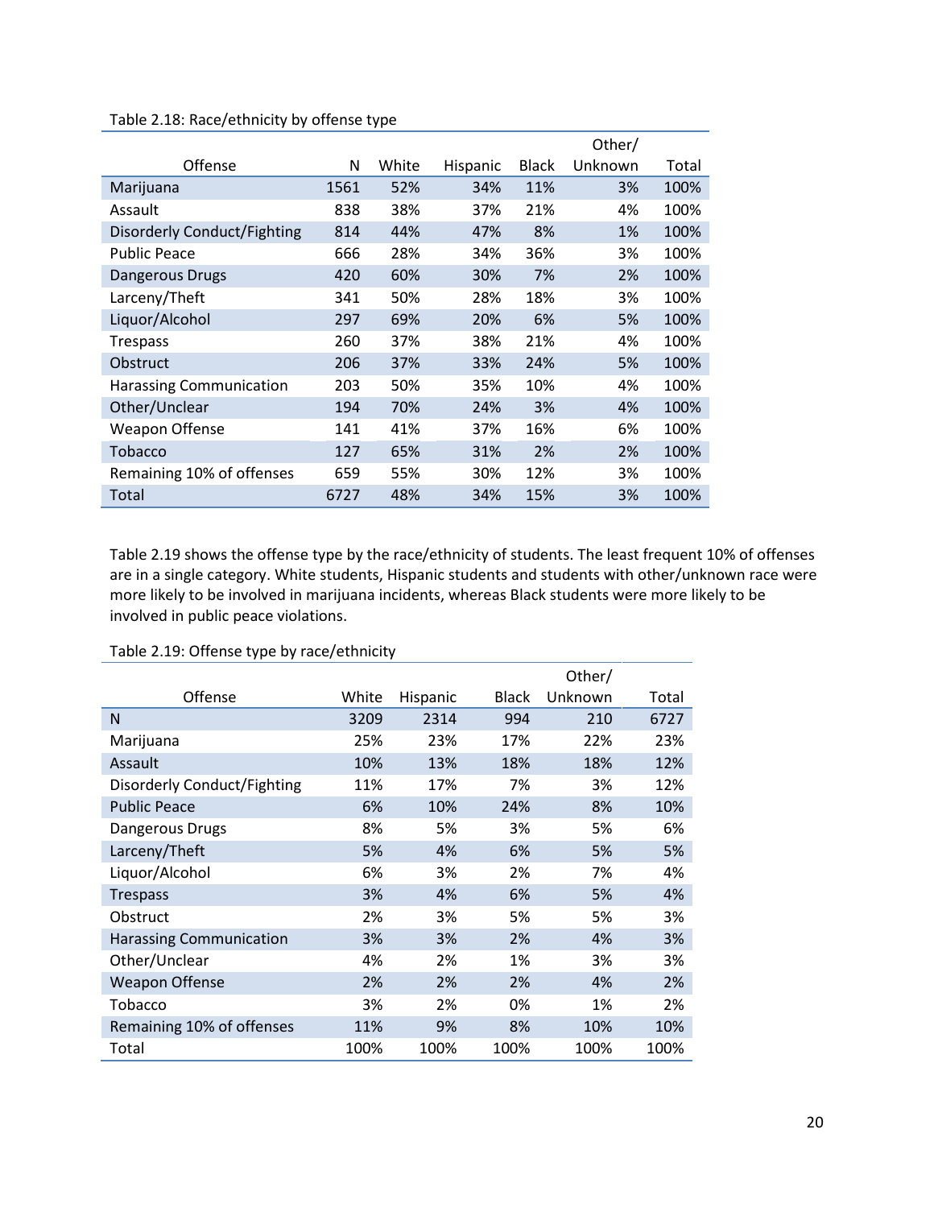Table 2.18: Race/ethnicity by offense type

| Offense | N | White | Hispanic | Black | Other/ Unknown | Total |
|---|---|---|---|---|---|---|
| Marijuana | 1561 | 52% | 34% | 11% | 3% | 100% |
| Assault | 838 | 38% | 37% | 21% | 4% | 100% |
| Disorderly Conduct/Fighting | 814 | 44% | 47% | 8% | 1% | 100% |
| Public Peace | 666 | 28% | 34% | 36% | 3% | 100% |
| Dangerous Drugs | 420 | 60% | 30% | 7% | 2% | 100% |
| Larceny/Theft | 341 | 50% | 28% | 18% | 3% | 100% |
| Liquor/Alcohol | 297 | 69% | 20% | 6% | 5% | 100% |
| Trespass | 260 | 37% | 38% | 21% | 4% | 100% |
| Obstruct | 206 | 37% | 33% | 24% | 5% | 100% |
| Harassing Communication | 203 | 50% | 35% | 10% | 4% | 100% |
| Other/Unclear | 194 | 70% | 24% | 3% | 4% | 100% |
| Weapon Offense | 141 | 41% | 37% | 16% | 6% | 100% |
| Tobacco | 127 | 65% | 31% | 2% | 2% | 100% |
| Remaining 10% of offenses | 659 | 55% | 30% | 12% | 3% | 100% |
| Total | 6727 | 48% | 34% | 15% | 3% | 100% |

Table 2.19 shows the offense type by the race/ethnicity of students. The least frequent 10% of offenses are in a single category. White students, Hispanic students and students with other/unknown race were more likely to be involved in marijuana incidents, whereas Black students were more likely to be involved in public peace violations.

Table 2.19: Offense type by race/ethnicity

| Offense | White | Hispanic | Black | Other/ Unknown | Total |
|---|---|---|---|---|---|
| N | 3209 | 2314 | 994 | 210 | 6727 |
| Marijuana | 25% | 23% | 17% | 22% | 23% |
| Assault | 10% | 13% | 18% | 18% | 12% |
| Disorderly Conduct/Fighting | 11% | 17% | 7% | 3% | 12% |
| Public Peace | 6% | 10% | 24% | 8% | 10% |
| Dangerous Drugs | 8% | 5% | 3% | 5% | 6% |
| Larceny/Theft | 5% | 4% | 6% | 5% | 5% |
| Liquor/Alcohol | 6% | 3% | 2% | 7% | 4% |
| Trespass | 3% | 4% | 6% | 5% | 4% |
| Obstruct | 2% | 3% | 5% | 5% | 3% |
| Harassing Communication | 3% | 3% | 2% | 4% | 3% |
| Other/Unclear | 4% | 2% | 1% | 3% | 3% |
| Weapon Offense | 2% | 2% | 2% | 4% | 2% |
| Tobacco | 3% | 2% | 0% | 1% | 2% |
| Remaining 10% of offenses | 11% | 9% | 8% | 10% | 10% |
| Total | 100% | 100% | 100% | 100% | 100% |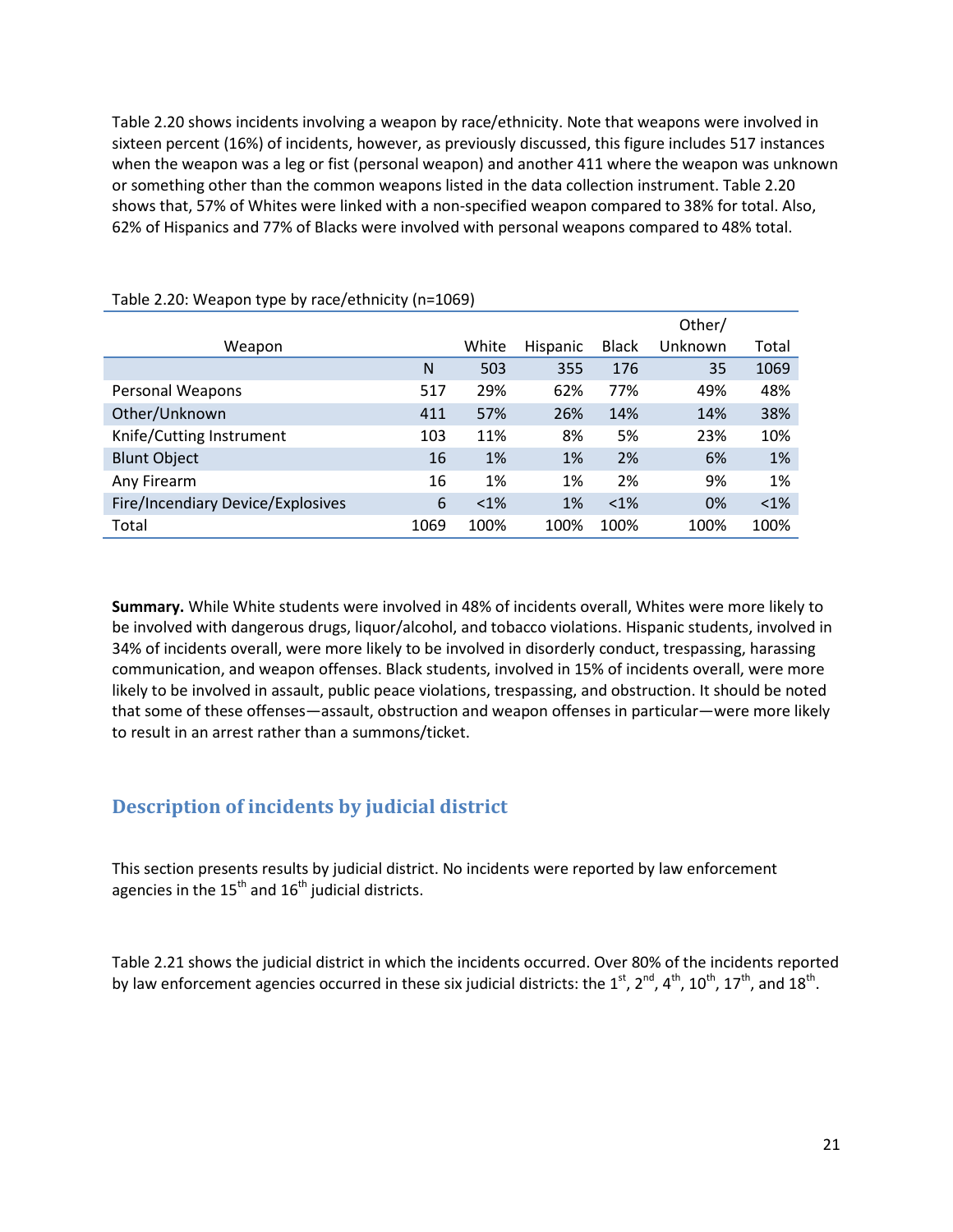Table 2.20 shows incidents involving a weapon by race/ethnicity. Note that weapons were involved in sixteen percent (16%) of incidents, however, as previously discussed, this figure includes 517 instances when the weapon was a leg or fist (personal weapon) and another 411 where the weapon was unknown or something other than the common weapons listed in the data collection instrument. Table 2.20 shows that, 57% of Whites were linked with a non-specified weapon compared to 38% for total. Also, 62% of Hispanics and 77% of Blacks were involved with personal weapons compared to 48% total.

Table 2.20: Weapon type by race/ethnicity (n=1069)

| Weapon | | White | Hispanic | Black | Other/ Unknown | Total |
|---|---|---|---|---|---|---|
| | N | 503 | 355 | 176 | 35 | 1069 |
| Personal Weapons | 517 | 29% | 62% | 77% | 49% | 48% |
| Other/Unknown | 411 | 57% | 26% | 14% | 14% | 38% |
| Knife/Cutting Instrument | 103 | 11% | 8% | 5% | 23% | 10% |
| Blunt Object | 16 | 1% | 1% | 2% | 6% | 1% |
| Any Firearm | 16 | 1% | 1% | 2% | 9% | 1% |
| Fire/Incendiary Device/Explosives | 6 | <1% | 1% | <1% | 0% | <1% |
| Total | 1069 | 100% | 100% | 100% | 100% | 100% |

**Summary.** While White students were involved in 48% of incidents overall, Whites were more likely to be involved with dangerous drugs, liquor/alcohol, and tobacco violations. Hispanic students, involved in 34% of incidents overall, were more likely to be involved in disorderly conduct, trespassing, harassing communication, and weapon offenses. Black students, involved in 15% of incidents overall, were more likely to be involved in assault, public peace violations, trespassing, and obstruction. It should be noted that some of these offenses—assault, obstruction and weapon offenses in particular—were more likely to result in an arrest rather than a summons/ticket.

## Description of incidents by judicial district

This section presents results by judicial district. No incidents were reported by law enforcement agencies in the 15th and 16th judicial districts.

Table 2.21 shows the judicial district in which the incidents occurred. Over 80% of the incidents reported by law enforcement agencies occurred in these six judicial districts: the 1st, 2nd, 4th, 10th, 17th, and 18th.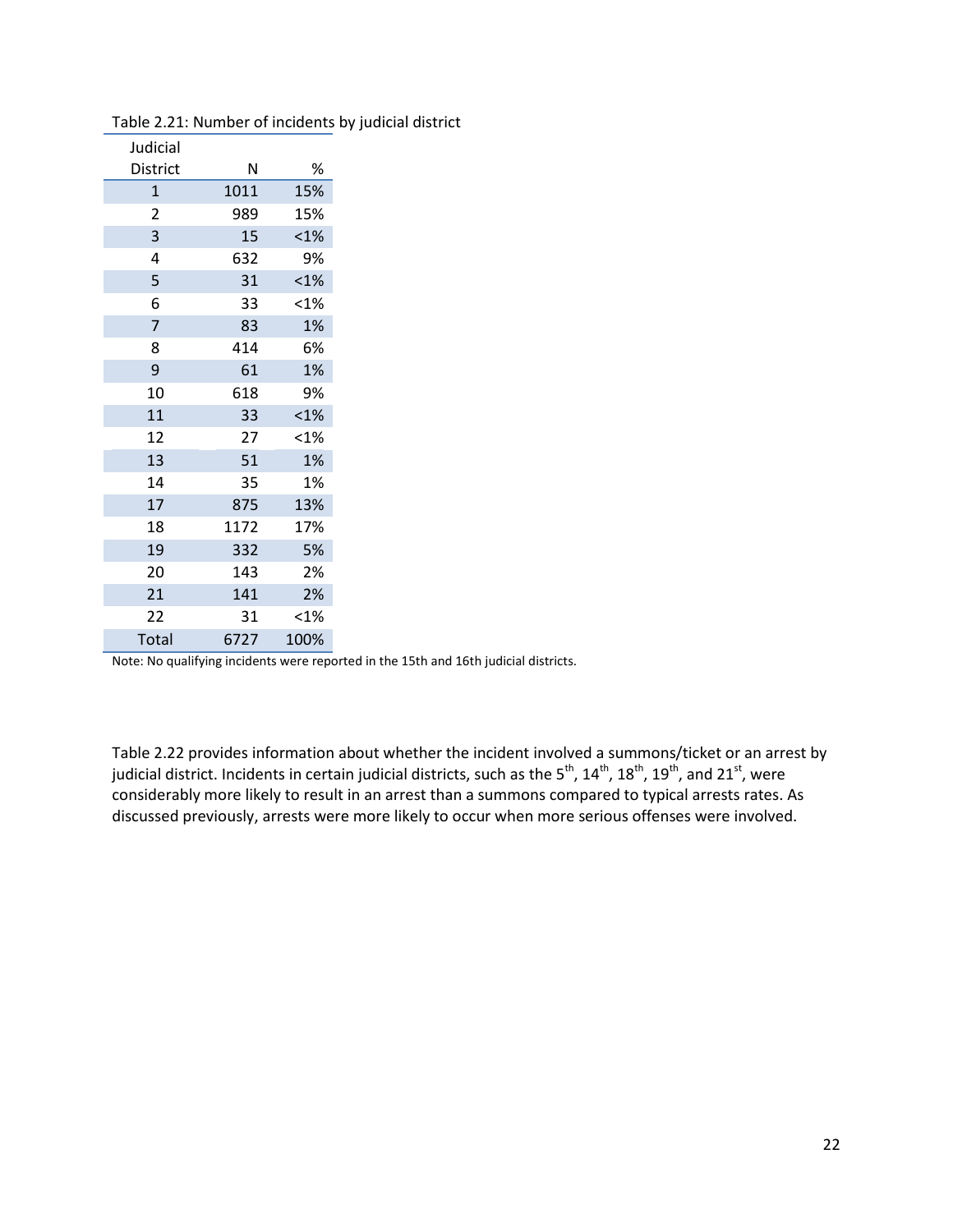Table 2.21: Number of incidents by judicial district

| Judicial District | N | % |
|---|---|---|
| 1 | 1011 | 15% |
| 2 | 989 | 15% |
| 3 | 15 | <1% |
| 4 | 632 | 9% |
| 5 | 31 | <1% |
| 6 | 33 | <1% |
| 7 | 83 | 1% |
| 8 | 414 | 6% |
| 9 | 61 | 1% |
| 10 | 618 | 9% |
| 11 | 33 | <1% |
| 12 | 27 | <1% |
| 13 | 51 | 1% |
| 14 | 35 | 1% |
| 17 | 875 | 13% |
| 18 | 1172 | 17% |
| 19 | 332 | 5% |
| 20 | 143 | 2% |
| 21 | 141 | 2% |
| 22 | 31 | <1% |
| Total | 6727 | 100% |

Note: No qualifying incidents were reported in the 15th and 16th judicial districts.

Table 2.22 provides information about whether the incident involved a summons/ticket or an arrest by judicial district. Incidents in certain judicial districts, such as the 5th, 14th, 18th, 19th, and 21st, were considerably more likely to result in an arrest than a summons compared to typical arrests rates. As discussed previously, arrests were more likely to occur when more serious offenses were involved.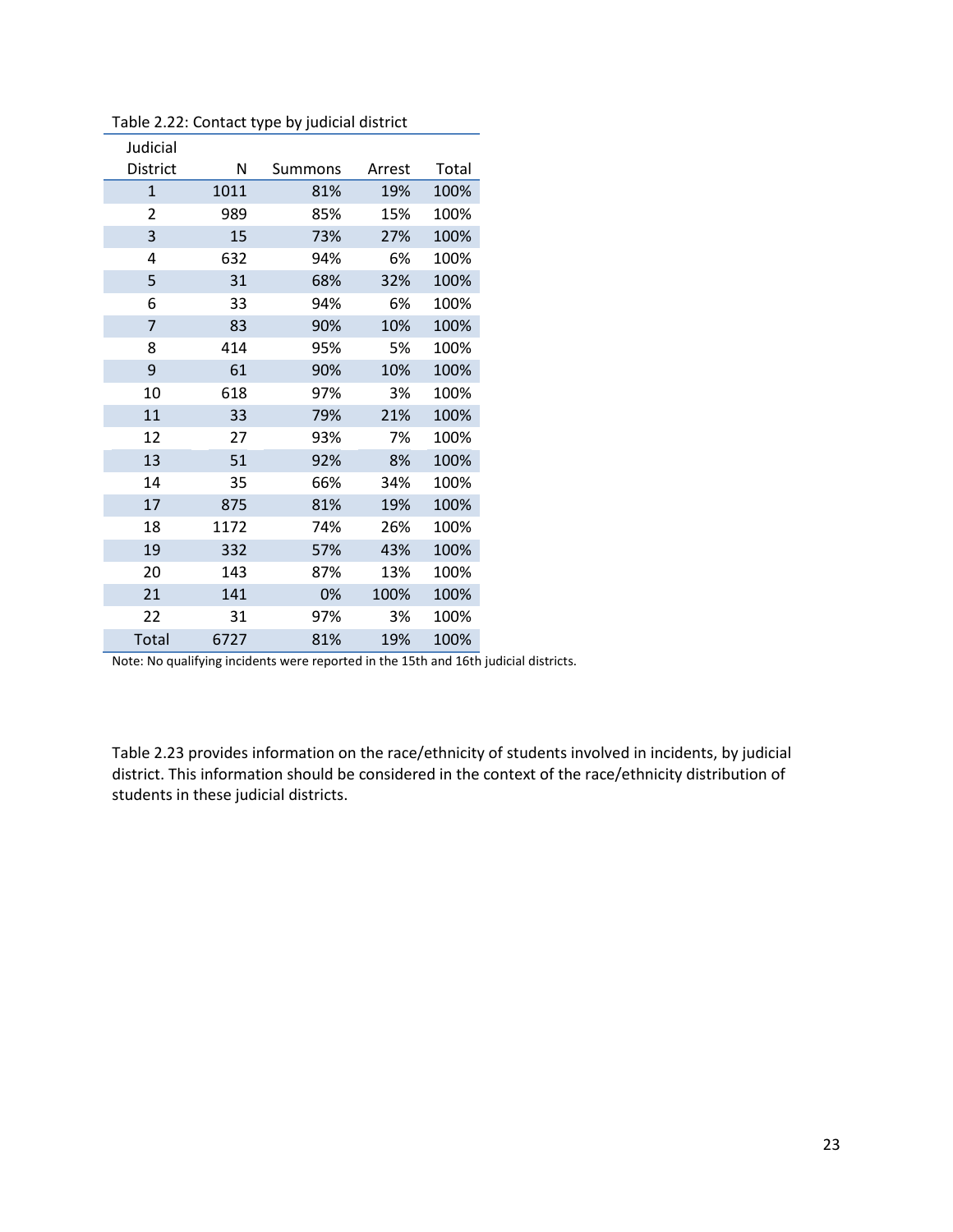Table 2.22: Contact type by judicial district

| Judicial District | N | Summons | Arrest | Total |
|---|---|---|---|---|
| 1 | 1011 | 81% | 19% | 100% |
| 2 | 989 | 85% | 15% | 100% |
| 3 | 15 | 73% | 27% | 100% |
| 4 | 632 | 94% | 6% | 100% |
| 5 | 31 | 68% | 32% | 100% |
| 6 | 33 | 94% | 6% | 100% |
| 7 | 83 | 90% | 10% | 100% |
| 8 | 414 | 95% | 5% | 100% |
| 9 | 61 | 90% | 10% | 100% |
| 10 | 618 | 97% | 3% | 100% |
| 11 | 33 | 79% | 21% | 100% |
| 12 | 27 | 93% | 7% | 100% |
| 13 | 51 | 92% | 8% | 100% |
| 14 | 35 | 66% | 34% | 100% |
| 17 | 875 | 81% | 19% | 100% |
| 18 | 1172 | 74% | 26% | 100% |
| 19 | 332 | 57% | 43% | 100% |
| 20 | 143 | 87% | 13% | 100% |
| 21 | 141 | 0% | 100% | 100% |
| 22 | 31 | 97% | 3% | 100% |
| Total | 6727 | 81% | 19% | 100% |

Note: No qualifying incidents were reported in the 15th and 16th judicial districts.

Table 2.23 provides information on the race/ethnicity of students involved in incidents, by judicial district. This information should be considered in the context of the race/ethnicity distribution of students in these judicial districts.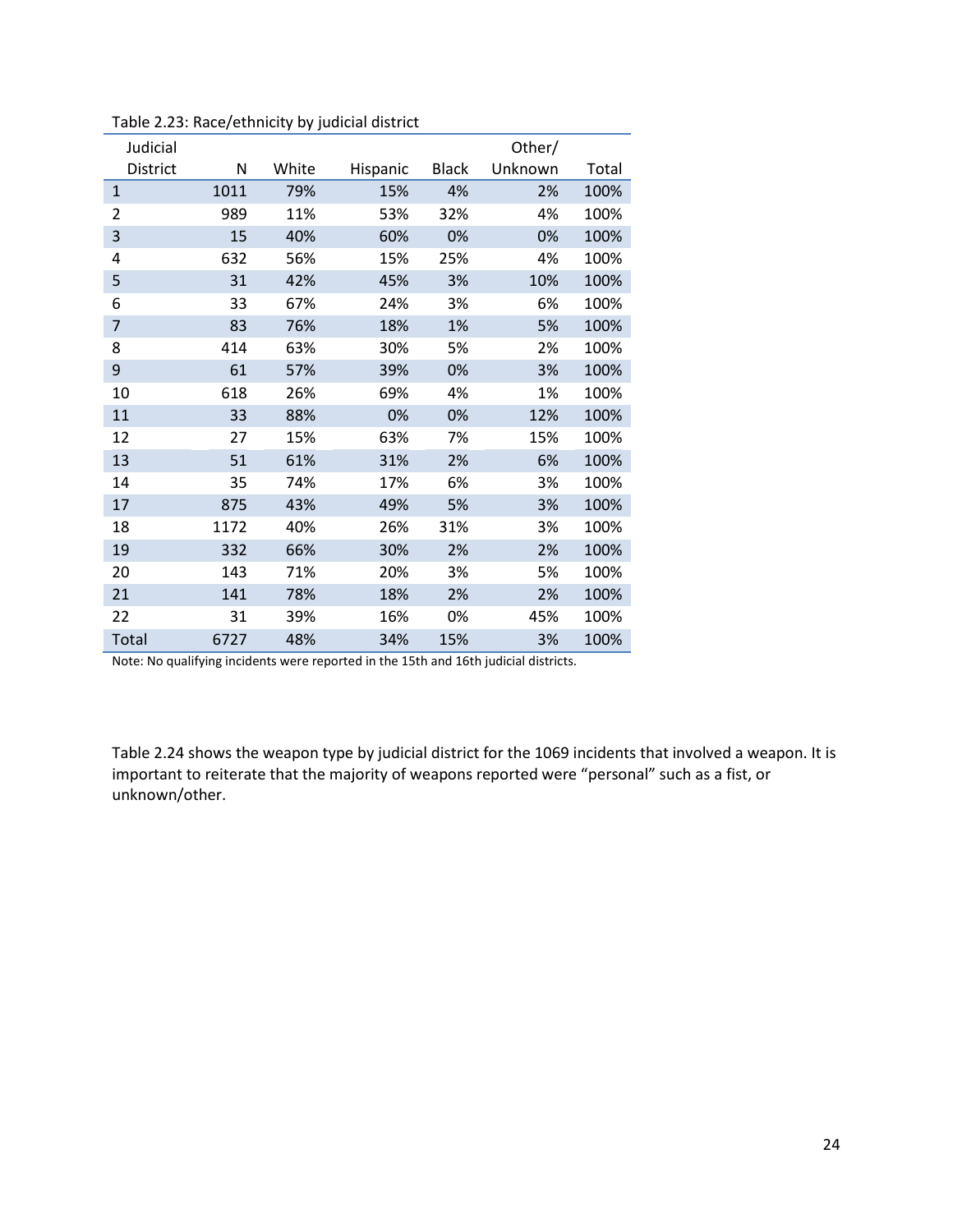Table 2.23: Race/ethnicity by judicial district

| Judicial District | N | White | Hispanic | Black | Other/ Unknown | Total |
|---|---|---|---|---|---|---|
| 1 | 1011 | 79% | 15% | 4% | 2% | 100% |
| 2 | 989 | 11% | 53% | 32% | 4% | 100% |
| 3 | 15 | 40% | 60% | 0% | 0% | 100% |
| 4 | 632 | 56% | 15% | 25% | 4% | 100% |
| 5 | 31 | 42% | 45% | 3% | 10% | 100% |
| 6 | 33 | 67% | 24% | 3% | 6% | 100% |
| 7 | 83 | 76% | 18% | 1% | 5% | 100% |
| 8 | 414 | 63% | 30% | 5% | 2% | 100% |
| 9 | 61 | 57% | 39% | 0% | 3% | 100% |
| 10 | 618 | 26% | 69% | 4% | 1% | 100% |
| 11 | 33 | 88% | 0% | 0% | 12% | 100% |
| 12 | 27 | 15% | 63% | 7% | 15% | 100% |
| 13 | 51 | 61% | 31% | 2% | 6% | 100% |
| 14 | 35 | 74% | 17% | 6% | 3% | 100% |
| 17 | 875 | 43% | 49% | 5% | 3% | 100% |
| 18 | 1172 | 40% | 26% | 31% | 3% | 100% |
| 19 | 332 | 66% | 30% | 2% | 2% | 100% |
| 20 | 143 | 71% | 20% | 3% | 5% | 100% |
| 21 | 141 | 78% | 18% | 2% | 2% | 100% |
| 22 | 31 | 39% | 16% | 0% | 45% | 100% |
| Total | 6727 | 48% | 34% | 15% | 3% | 100% |

Note: No qualifying incidents were reported in the 15th and 16th judicial districts.

Table 2.24 shows the weapon type by judicial district for the 1069 incidents that involved a weapon. It is important to reiterate that the majority of weapons reported were "personal" such as a fist, or unknown/other.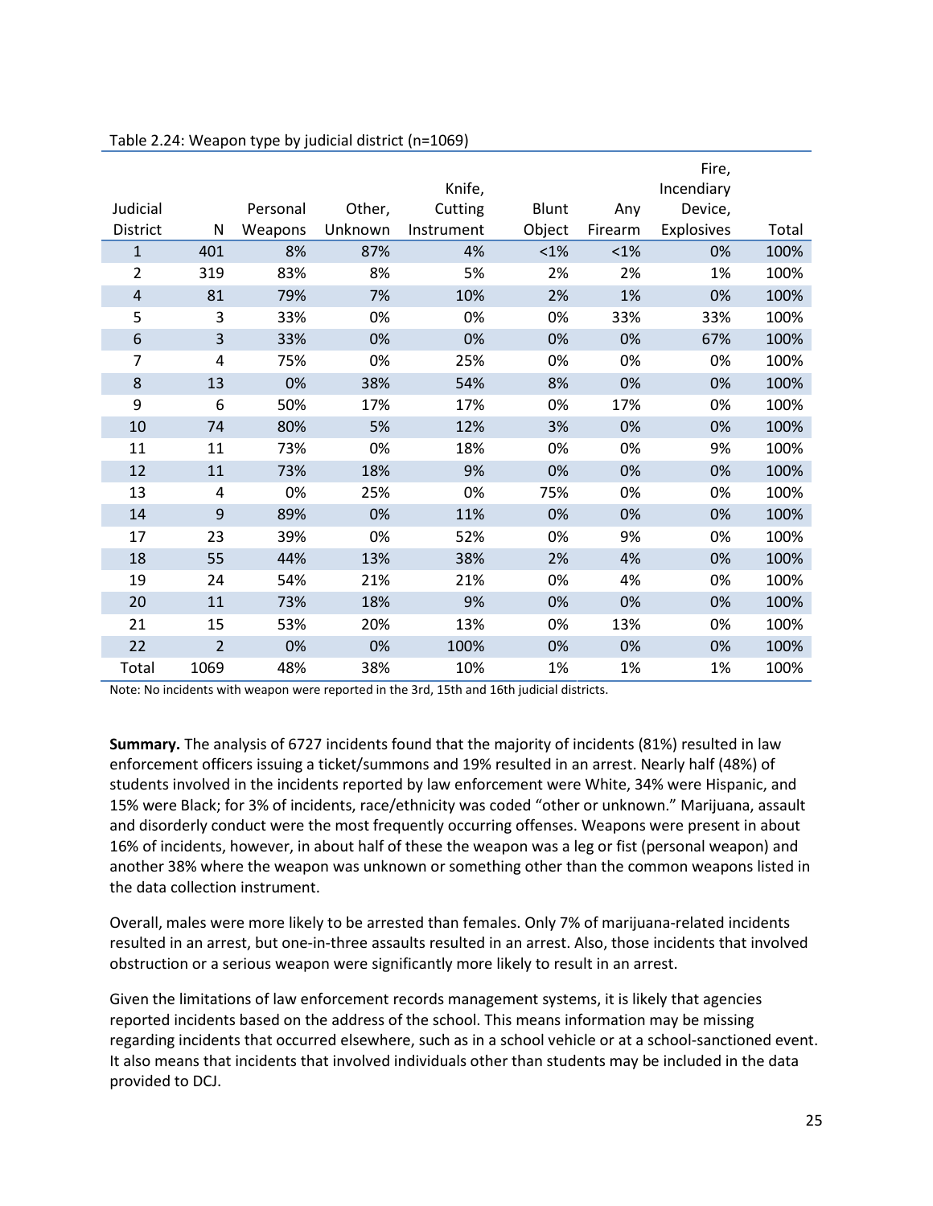Table 2.24: Weapon type by judicial district (n=1069)

| Judicial District | N | Personal Weapons | Other, Unknown | Knife, Cutting Instrument | Blunt Object | Any Firearm | Fire, Incendiary Device, Explosives | Total |
|---|---|---|---|---|---|---|---|---|
| 1 | 401 | 8% | 87% | 4% | <1% | <1% | 0% | 100% |
| 2 | 319 | 83% | 8% | 5% | 2% | 2% | 1% | 100% |
| 4 | 81 | 79% | 7% | 10% | 2% | 1% | 0% | 100% |
| 5 | 3 | 33% | 0% | 0% | 0% | 33% | 33% | 100% |
| 6 | 3 | 33% | 0% | 0% | 0% | 0% | 67% | 100% |
| 7 | 4 | 75% | 0% | 25% | 0% | 0% | 0% | 100% |
| 8 | 13 | 0% | 38% | 54% | 8% | 0% | 0% | 100% |
| 9 | 6 | 50% | 17% | 17% | 0% | 17% | 0% | 100% |
| 10 | 74 | 80% | 5% | 12% | 3% | 0% | 0% | 100% |
| 11 | 11 | 73% | 0% | 18% | 0% | 0% | 9% | 100% |
| 12 | 11 | 73% | 18% | 9% | 0% | 0% | 0% | 100% |
| 13 | 4 | 0% | 25% | 0% | 75% | 0% | 0% | 100% |
| 14 | 9 | 89% | 0% | 11% | 0% | 0% | 0% | 100% |
| 17 | 23 | 39% | 0% | 52% | 0% | 9% | 0% | 100% |
| 18 | 55 | 44% | 13% | 38% | 2% | 4% | 0% | 100% |
| 19 | 24 | 54% | 21% | 21% | 0% | 4% | 0% | 100% |
| 20 | 11 | 73% | 18% | 9% | 0% | 0% | 0% | 100% |
| 21 | 15 | 53% | 20% | 13% | 0% | 13% | 0% | 100% |
| 22 | 2 | 0% | 0% | 100% | 0% | 0% | 0% | 100% |
| Total | 1069 | 48% | 38% | 10% | 1% | 1% | 1% | 100% |

Note: No incidents with weapon were reported in the 3rd, 15th and 16th judicial districts.

**Summary.** The analysis of 6727 incidents found that the majority of incidents (81%) resulted in law enforcement officers issuing a ticket/summons and 19% resulted in an arrest. Nearly half (48%) of students involved in the incidents reported by law enforcement were White, 34% were Hispanic, and 15% were Black; for 3% of incidents, race/ethnicity was coded "other or unknown." Marijuana, assault and disorderly conduct were the most frequently occurring offenses. Weapons were present in about 16% of incidents, however, in about half of these the weapon was a leg or fist (personal weapon) and another 38% where the weapon was unknown or something other than the common weapons listed in the data collection instrument.

Overall, males were more likely to be arrested than females. Only 7% of marijuana-related incidents resulted in an arrest, but one-in-three assaults resulted in an arrest. Also, those incidents that involved obstruction or a serious weapon were significantly more likely to result in an arrest.

Given the limitations of law enforcement records management systems, it is likely that agencies reported incidents based on the address of the school. This means information may be missing regarding incidents that occurred elsewhere, such as in a school vehicle or at a school-sanctioned event. It also means that incidents that involved individuals other than students may be included in the data provided to DCJ.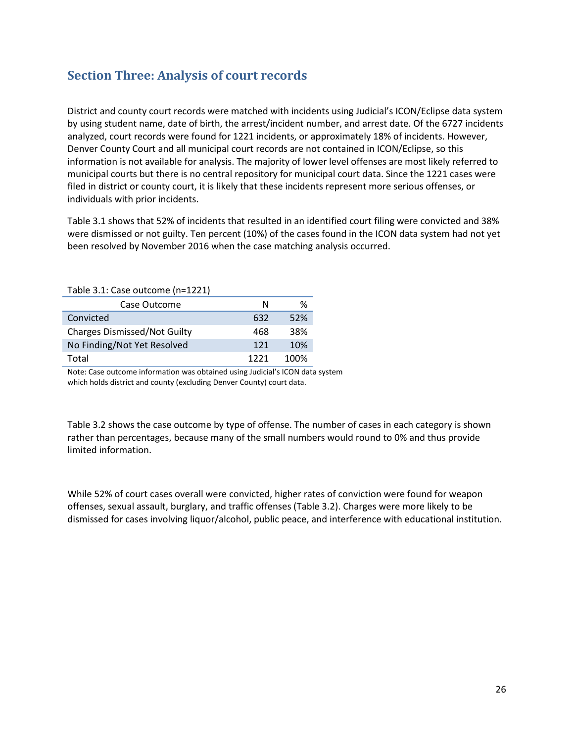## Section Three: Analysis of court records

District and county court records were matched with incidents using Judicial's ICON/Eclipse data system by using student name, date of birth, the arrest/incident number, and arrest date. Of the 6727 incidents analyzed, court records were found for 1221 incidents, or approximately 18% of incidents. However, Denver County Court and all municipal court records are not contained in ICON/Eclipse, so this information is not available for analysis. The majority of lower level offenses are most likely referred to municipal courts but there is no central repository for municipal court data. Since the 1221 cases were filed in district or county court, it is likely that these incidents represent more serious offenses, or individuals with prior incidents.

Table 3.1 shows that 52% of incidents that resulted in an identified court filing were convicted and 38% were dismissed or not guilty. Ten percent (10%) of the cases found in the ICON data system had not yet been resolved by November 2016 when the case matching analysis occurred.

Table 3.1: Case outcome (n=1221)

| Case Outcome | N | % |
|---|---|---|
| Convicted | 632 | 52% |
| Charges Dismissed/Not Guilty | 468 | 38% |
| No Finding/Not Yet Resolved | 121 | 10% |
| Total | 1221 | 100% |

Note: Case outcome information was obtained using Judicial's ICON data system which holds district and county (excluding Denver County) court data.

Table 3.2 shows the case outcome by type of offense. The number of cases in each category is shown rather than percentages, because many of the small numbers would round to 0% and thus provide limited information.

While 52% of court cases overall were convicted, higher rates of conviction were found for weapon offenses, sexual assault, burglary, and traffic offenses (Table 3.2). Charges were more likely to be dismissed for cases involving liquor/alcohol, public peace, and interference with educational institution.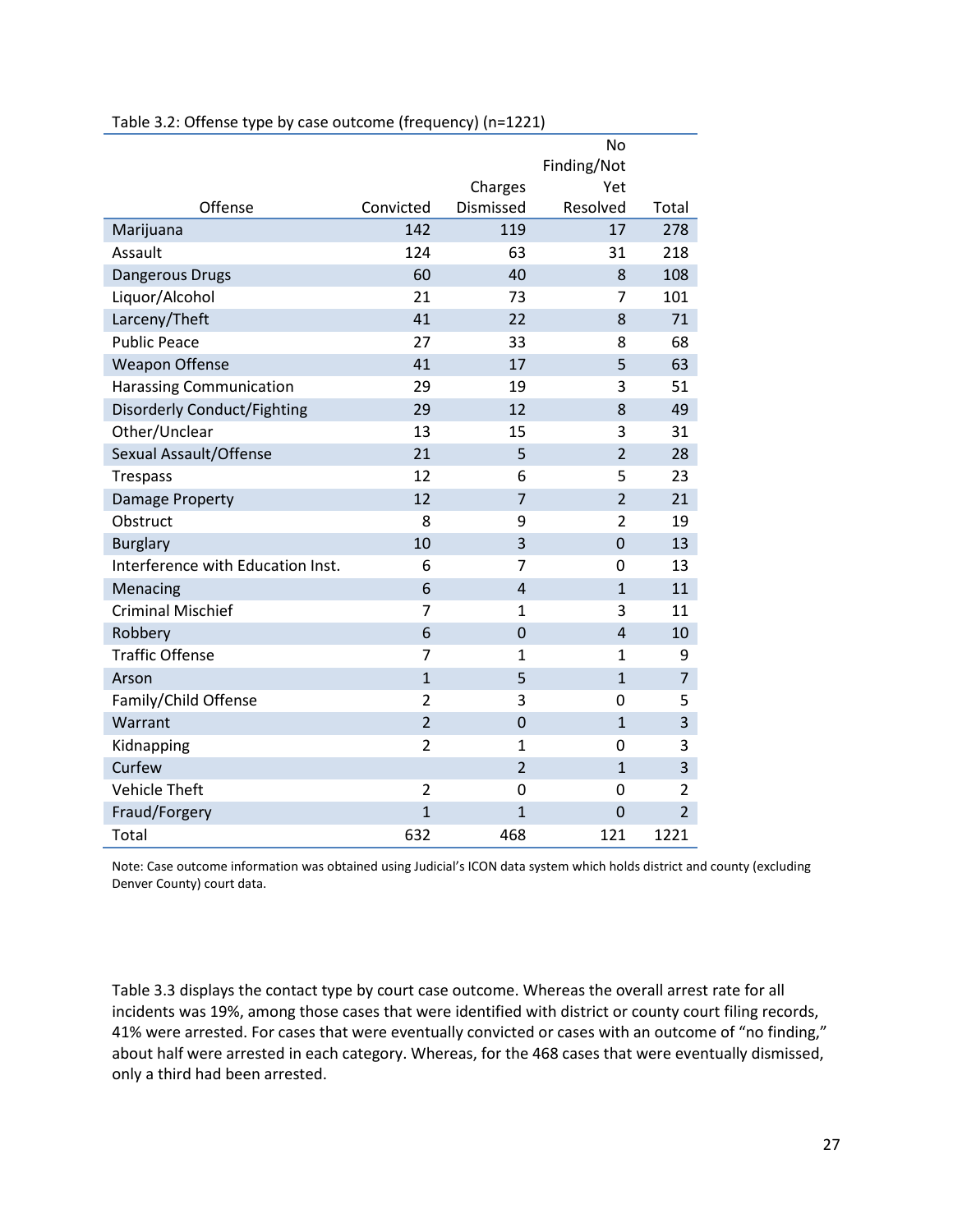Table 3.2: Offense type by case outcome (frequency) (n=1221)

| Offense | Convicted | Charges Dismissed | No Finding/Not Yet Resolved | Total |
|---|---|---|---|---|
| Marijuana | 142 | 119 | 17 | 278 |
| Assault | 124 | 63 | 31 | 218 |
| Dangerous Drugs | 60 | 40 | 8 | 108 |
| Liquor/Alcohol | 21 | 73 | 7 | 101 |
| Larceny/Theft | 41 | 22 | 8 | 71 |
| Public Peace | 27 | 33 | 8 | 68 |
| Weapon Offense | 41 | 17 | 5 | 63 |
| Harassing Communication | 29 | 19 | 3 | 51 |
| Disorderly Conduct/Fighting | 29 | 12 | 8 | 49 |
| Other/Unclear | 13 | 15 | 3 | 31 |
| Sexual Assault/Offense | 21 | 5 | 2 | 28 |
| Trespass | 12 | 6 | 5 | 23 |
| Damage Property | 12 | 7 | 2 | 21 |
| Obstruct | 8 | 9 | 2 | 19 |
| Burglary | 10 | 3 | 0 | 13 |
| Interference with Education Inst. | 6 | 7 | 0 | 13 |
| Menacing | 6 | 4 | 1 | 11 |
| Criminal Mischief | 7 | 1 | 3 | 11 |
| Robbery | 6 | 0 | 4 | 10 |
| Traffic Offense | 7 | 1 | 1 | 9 |
| Arson | 1 | 5 | 1 | 7 |
| Family/Child Offense | 2 | 3 | 0 | 5 |
| Warrant | 2 | 0 | 1 | 3 |
| Kidnapping | 2 | 1 | 0 | 3 |
| Curfew | | 2 | 1 | 3 |
| Vehicle Theft | 2 | 0 | 0 | 2 |
| Fraud/Forgery | 1 | 1 | 0 | 2 |
| Total | 632 | 468 | 121 | 1221 |

Note: Case outcome information was obtained using Judicial's ICON data system which holds district and county (excluding Denver County) court data.

Table 3.3 displays the contact type by court case outcome. Whereas the overall arrest rate for all incidents was 19%, among those cases that were identified with district or county court filing records, 41% were arrested. For cases that were eventually convicted or cases with an outcome of "no finding," about half were arrested in each category. Whereas, for the 468 cases that were eventually dismissed, only a third had been arrested.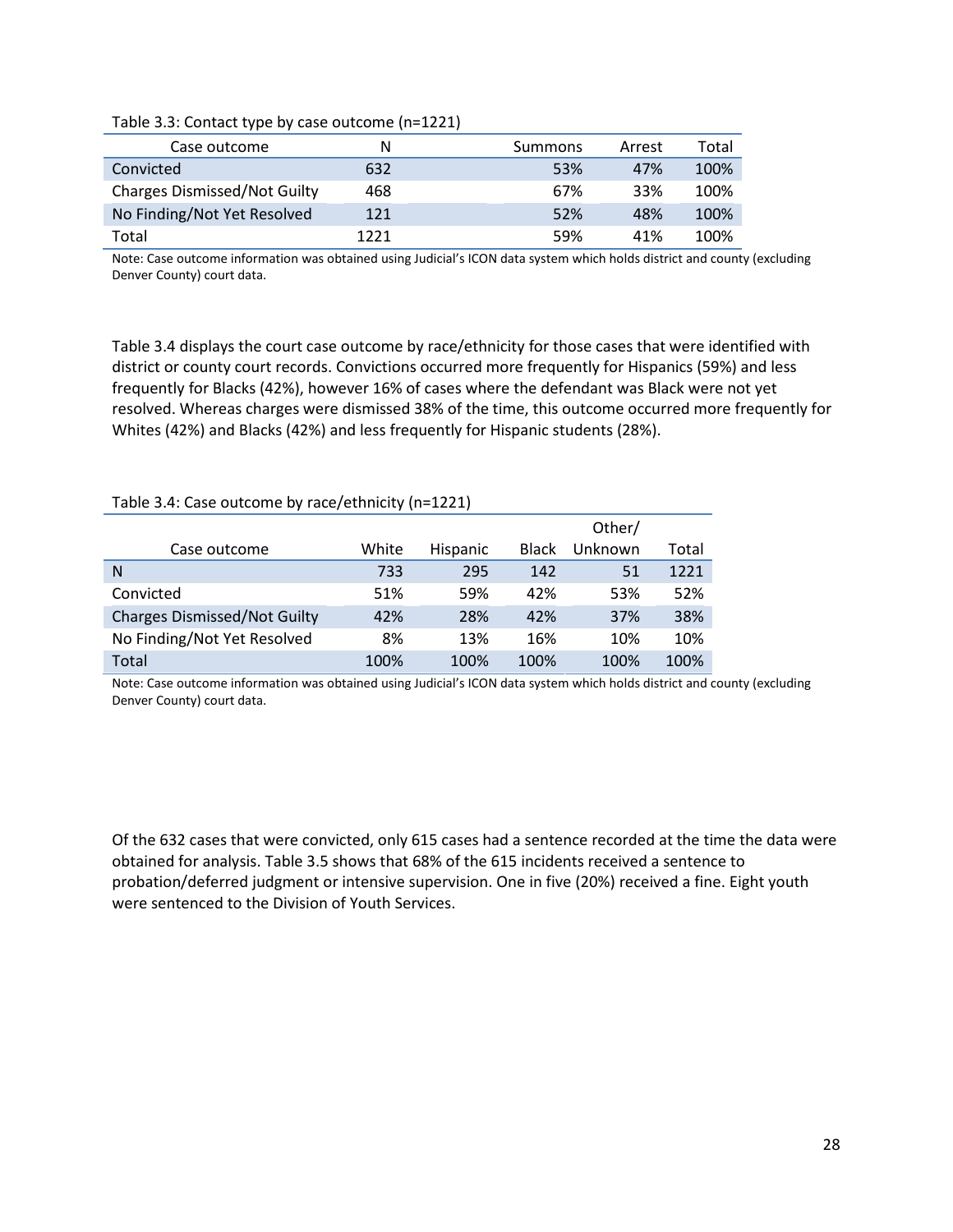Table 3.3: Contact type by case outcome (n=1221)

| Case outcome | N | Summons | Arrest | Total |
|---|---|---|---|---|
| Convicted | 632 | 53% | 47% | 100% |
| Charges Dismissed/Not Guilty | 468 | 67% | 33% | 100% |
| No Finding/Not Yet Resolved | 121 | 52% | 48% | 100% |
| Total | 1221 | 59% | 41% | 100% |

Note: Case outcome information was obtained using Judicial's ICON data system which holds district and county (excluding Denver County) court data.

Table 3.4 displays the court case outcome by race/ethnicity for those cases that were identified with district or county court records. Convictions occurred more frequently for Hispanics (59%) and less frequently for Blacks (42%), however 16% of cases where the defendant was Black were not yet resolved. Whereas charges were dismissed 38% of the time, this outcome occurred more frequently for Whites (42%) and Blacks (42%) and less frequently for Hispanic students (28%).

Table 3.4: Case outcome by race/ethnicity (n=1221)

| Case outcome | White | Hispanic | Black | Other/ Unknown | Total |
|---|---|---|---|---|---|
| N | 733 | 295 | 142 | 51 | 1221 |
| Convicted | 51% | 59% | 42% | 53% | 52% |
| Charges Dismissed/Not Guilty | 42% | 28% | 42% | 37% | 38% |
| No Finding/Not Yet Resolved | 8% | 13% | 16% | 10% | 10% |
| Total | 100% | 100% | 100% | 100% | 100% |

Note: Case outcome information was obtained using Judicial's ICON data system which holds district and county (excluding Denver County) court data.

Of the 632 cases that were convicted, only 615 cases had a sentence recorded at the time the data were obtained for analysis. Table 3.5 shows that 68% of the 615 incidents received a sentence to probation/deferred judgment or intensive supervision. One in five (20%) received a fine. Eight youth were sentenced to the Division of Youth Services.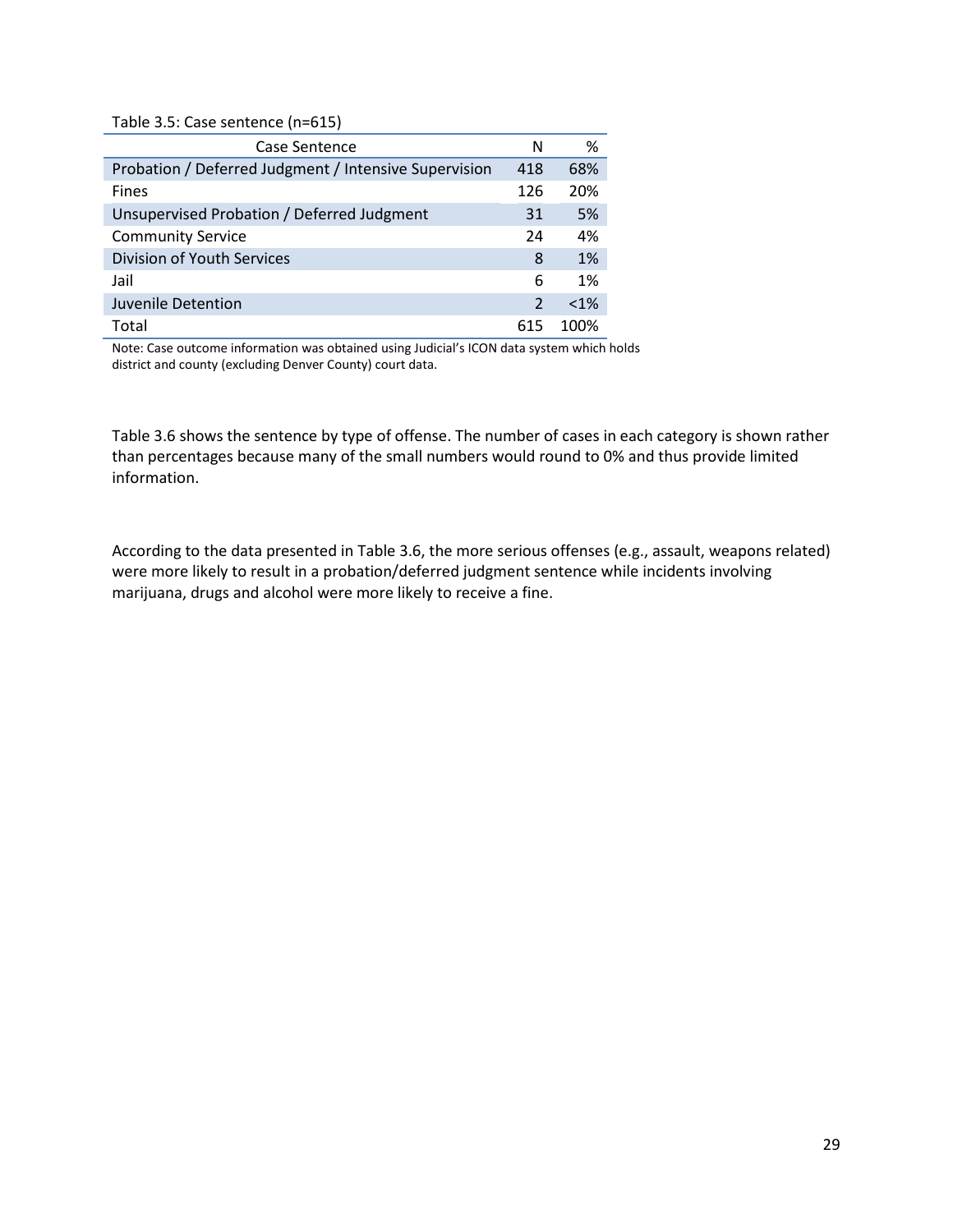Table 3.5: Case sentence (n=615)

| Case Sentence | N | % |
|---|---|---|
| Probation / Deferred Judgment / Intensive Supervision | 418 | 68% |
| Fines | 126 | 20% |
| Unsupervised Probation / Deferred Judgment | 31 | 5% |
| Community Service | 24 | 4% |
| Division of Youth Services | 8 | 1% |
| Jail | 6 | 1% |
| Juvenile Detention | 2 | <1% |
| Total | 615 | 100% |

Note: Case outcome information was obtained using Judicial's ICON data system which holds district and county (excluding Denver County) court data.

Table 3.6 shows the sentence by type of offense. The number of cases in each category is shown rather than percentages because many of the small numbers would round to 0% and thus provide limited information.

According to the data presented in Table 3.6, the more serious offenses (e.g., assault, weapons related) were more likely to result in a probation/deferred judgment sentence while incidents involving marijuana, drugs and alcohol were more likely to receive a fine.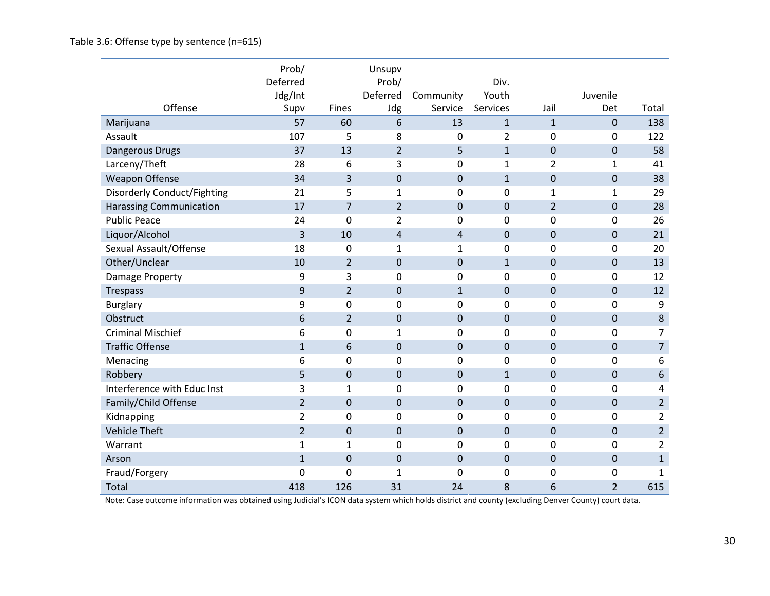Table 3.6: Offense type by sentence (n=615)

| Offense | Prob/ Deferred Jdg/Int Supv | Fines | Unsupv Prob/ Deferred Jdg | Community Service | Div. Youth Services | Jail | Juvenile Det | Total |
|---|---|---|---|---|---|---|---|---|
| Marijuana | 57 | 60 | 6 | 13 | 1 | 1 | 0 | 138 |
| Assault | 107 | 5 | 8 | 0 | 2 | 0 | 0 | 122 |
| Dangerous Drugs | 37 | 13 | 2 | 5 | 1 | 0 | 0 | 58 |
| Larceny/Theft | 28 | 6 | 3 | 0 | 1 | 2 | 1 | 41 |
| Weapon Offense | 34 | 3 | 0 | 0 | 1 | 0 | 0 | 38 |
| Disorderly Conduct/Fighting | 21 | 5 | 1 | 0 | 0 | 1 | 1 | 29 |
| Harassing Communication | 17 | 7 | 2 | 0 | 0 | 2 | 0 | 28 |
| Public Peace | 24 | 0 | 2 | 0 | 0 | 0 | 0 | 26 |
| Liquor/Alcohol | 3 | 10 | 4 | 4 | 0 | 0 | 0 | 21 |
| Sexual Assault/Offense | 18 | 0 | 1 | 1 | 0 | 0 | 0 | 20 |
| Other/Unclear | 10 | 2 | 0 | 0 | 1 | 0 | 0 | 13 |
| Damage Property | 9 | 3 | 0 | 0 | 0 | 0 | 0 | 12 |
| Trespass | 9 | 2 | 0 | 1 | 0 | 0 | 0 | 12 |
| Burglary | 9 | 0 | 0 | 0 | 0 | 0 | 0 | 9 |
| Obstruct | 6 | 2 | 0 | 0 | 0 | 0 | 0 | 8 |
| Criminal Mischief | 6 | 0 | 1 | 0 | 0 | 0 | 0 | 7 |
| Traffic Offense | 1 | 6 | 0 | 0 | 0 | 0 | 0 | 7 |
| Menacing | 6 | 0 | 0 | 0 | 0 | 0 | 0 | 6 |
| Robbery | 5 | 0 | 0 | 0 | 1 | 0 | 0 | 6 |
| Interference with Educ Inst | 3 | 1 | 0 | 0 | 0 | 0 | 0 | 4 |
| Family/Child Offense | 2 | 0 | 0 | 0 | 0 | 0 | 0 | 2 |
| Kidnapping | 2 | 0 | 0 | 0 | 0 | 0 | 0 | 2 |
| Vehicle Theft | 2 | 0 | 0 | 0 | 0 | 0 | 0 | 2 |
| Warrant | 1 | 1 | 0 | 0 | 0 | 0 | 0 | 2 |
| Arson | 1 | 0 | 0 | 0 | 0 | 0 | 0 | 1 |
| Fraud/Forgery | 0 | 0 | 1 | 0 | 0 | 0 | 0 | 1 |
| Total | 418 | 126 | 31 | 24 | 8 | 6 | 2 | 615 |

Note: Case outcome information was obtained using Judicial's ICON data system which holds district and county (excluding Denver County) court data.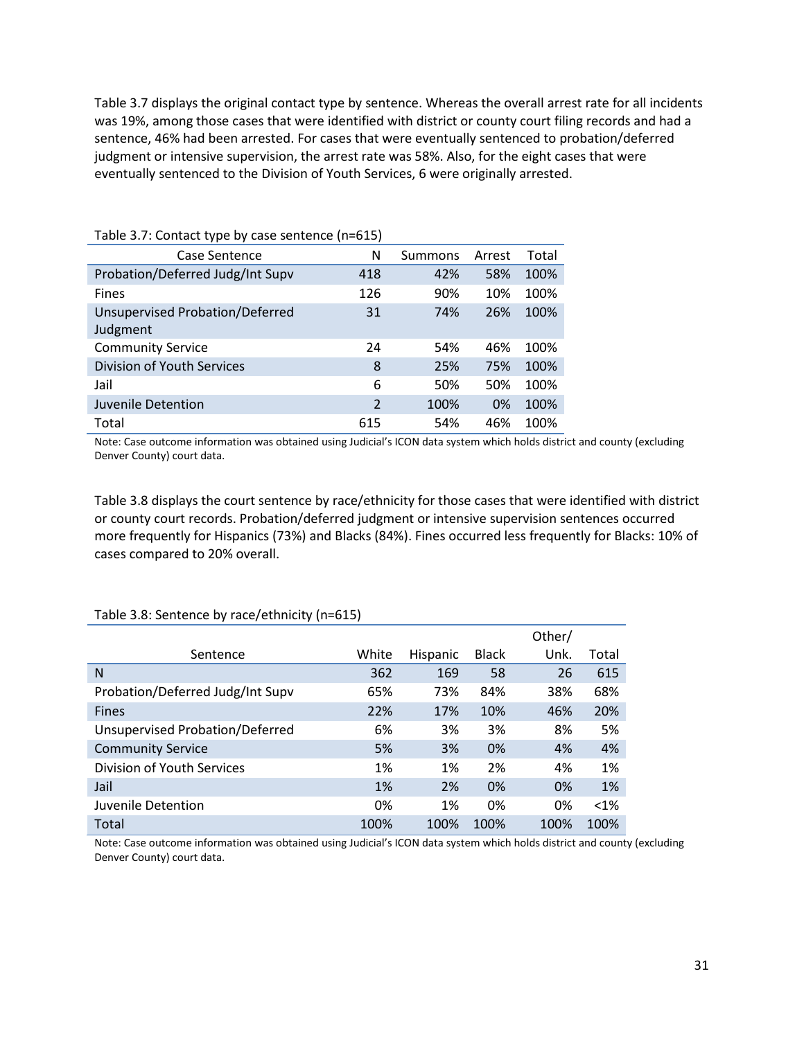Table 3.7 displays the original contact type by sentence. Whereas the overall arrest rate for all incidents was 19%, among those cases that were identified with district or county court filing records and had a sentence, 46% had been arrested. For cases that were eventually sentenced to probation/deferred judgment or intensive supervision, the arrest rate was 58%. Also, for the eight cases that were eventually sentenced to the Division of Youth Services, 6 were originally arrested.

Table 3.7: Contact type by case sentence (n=615)

| Case Sentence | N | Summons | Arrest | Total |
|---|---|---|---|---|
| Probation/Deferred Judg/Int Supv | 418 | 42% | 58% | 100% |
| Fines | 126 | 90% | 10% | 100% |
| Unsupervised Probation/Deferred Judgment | 31 | 74% | 26% | 100% |
| Community Service | 24 | 54% | 46% | 100% |
| Division of Youth Services | 8 | 25% | 75% | 100% |
| Jail | 6 | 50% | 50% | 100% |
| Juvenile Detention | 2 | 100% | 0% | 100% |
| Total | 615 | 54% | 46% | 100% |

Note: Case outcome information was obtained using Judicial's ICON data system which holds district and county (excluding Denver County) court data.

Table 3.8 displays the court sentence by race/ethnicity for those cases that were identified with district or county court records. Probation/deferred judgment or intensive supervision sentences occurred more frequently for Hispanics (73%) and Blacks (84%). Fines occurred less frequently for Blacks: 10% of cases compared to 20% overall.

Table 3.8: Sentence by race/ethnicity (n=615)

| Sentence | White | Hispanic | Black | Other/ Unk. | Total |
|---|---|---|---|---|---|
| N | 362 | 169 | 58 | 26 | 615 |
| Probation/Deferred Judg/Int Supv | 65% | 73% | 84% | 38% | 68% |
| Fines | 22% | 17% | 10% | 46% | 20% |
| Unsupervised Probation/Deferred | 6% | 3% | 3% | 8% | 5% |
| Community Service | 5% | 3% | 0% | 4% | 4% |
| Division of Youth Services | 1% | 1% | 2% | 4% | 1% |
| Jail | 1% | 2% | 0% | 0% | 1% |
| Juvenile Detention | 0% | 1% | 0% | 0% | <1% |
| Total | 100% | 100% | 100% | 100% | 100% |

Note: Case outcome information was obtained using Judicial's ICON data system which holds district and county (excluding Denver County) court data.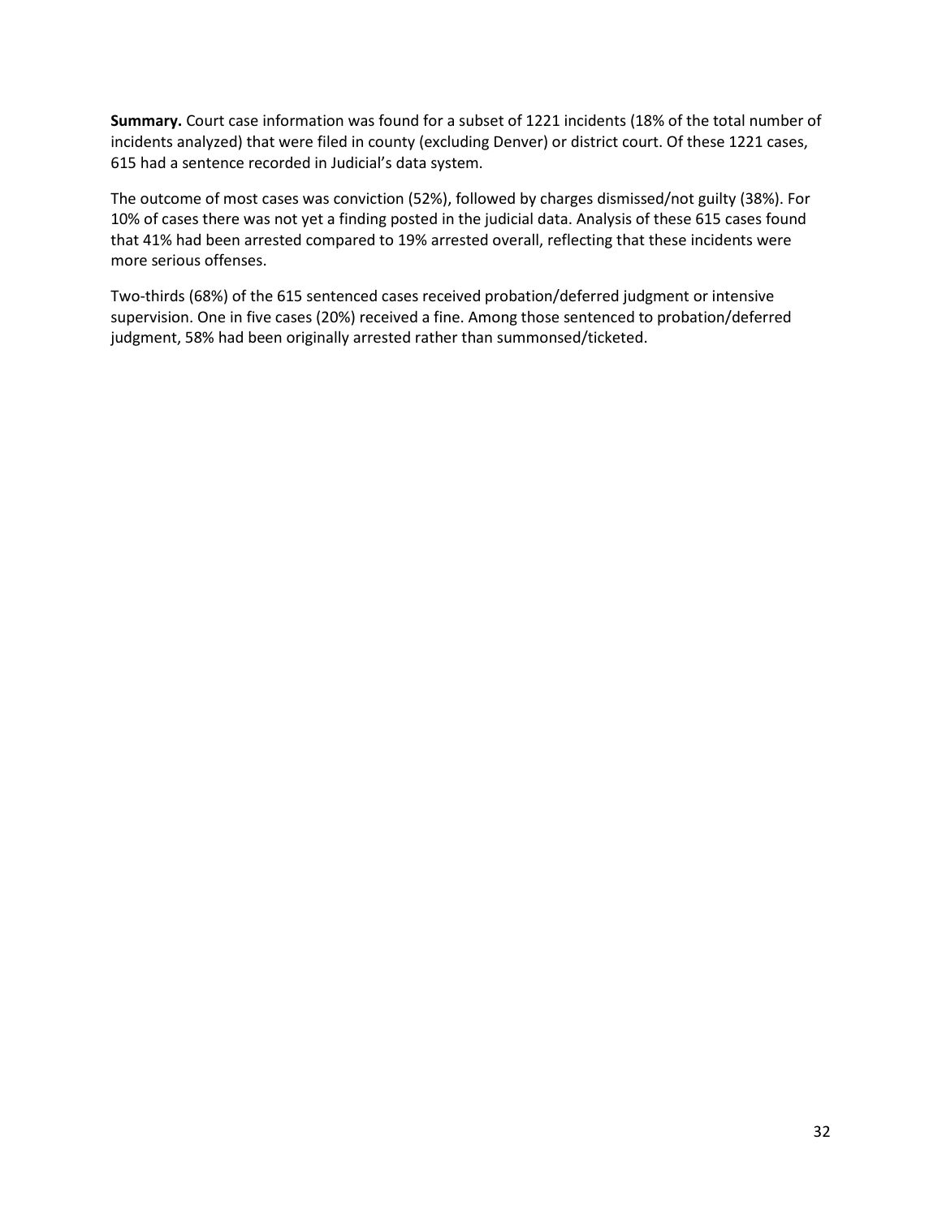**Summary.** Court case information was found for a subset of 1221 incidents (18% of the total number of incidents analyzed) that were filed in county (excluding Denver) or district court. Of these 1221 cases, 615 had a sentence recorded in Judicial's data system.

The outcome of most cases was conviction (52%), followed by charges dismissed/not guilty (38%). For 10% of cases there was not yet a finding posted in the judicial data. Analysis of these 615 cases found that 41% had been arrested compared to 19% arrested overall, reflecting that these incidents were more serious offenses.

Two-thirds (68%) of the 615 sentenced cases received probation/deferred judgment or intensive supervision. One in five cases (20%) received a fine. Among those sentenced to probation/deferred judgment, 58% had been originally arrested rather than summonsed/ticketed.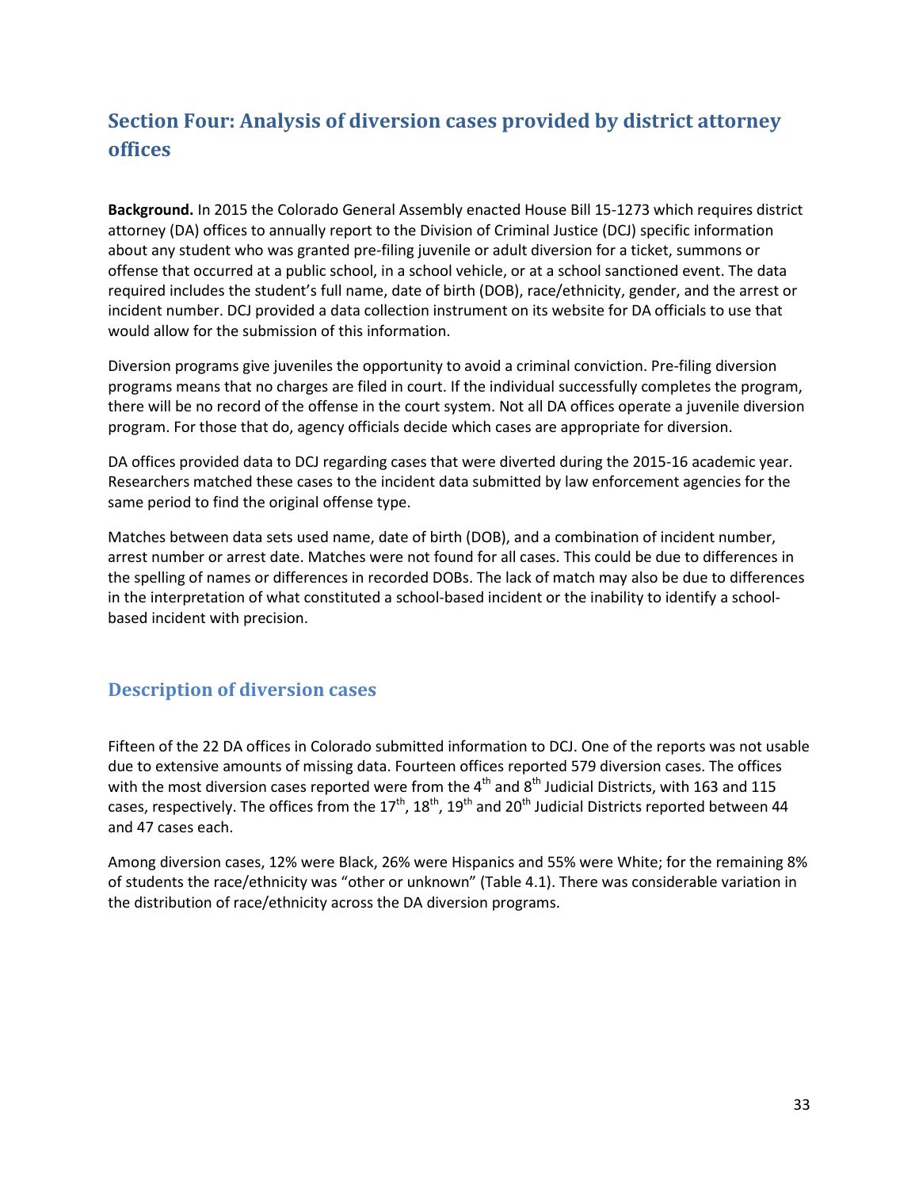## Section Four: Analysis of diversion cases provided by district attorney offices

**Background.** In 2015 the Colorado General Assembly enacted House Bill 15-1273 which requires district attorney (DA) offices to annually report to the Division of Criminal Justice (DCJ) specific information about any student who was granted pre-filing juvenile or adult diversion for a ticket, summons or offense that occurred at a public school, in a school vehicle, or at a school sanctioned event. The data required includes the student's full name, date of birth (DOB), race/ethnicity, gender, and the arrest or incident number. DCJ provided a data collection instrument on its website for DA officials to use that would allow for the submission of this information.

Diversion programs give juveniles the opportunity to avoid a criminal conviction. Pre-filing diversion programs means that no charges are filed in court. If the individual successfully completes the program, there will be no record of the offense in the court system. Not all DA offices operate a juvenile diversion program. For those that do, agency officials decide which cases are appropriate for diversion.

DA offices provided data to DCJ regarding cases that were diverted during the 2015-16 academic year. Researchers matched these cases to the incident data submitted by law enforcement agencies for the same period to find the original offense type.

Matches between data sets used name, date of birth (DOB), and a combination of incident number, arrest number or arrest date. Matches were not found for all cases. This could be due to differences in the spelling of names or differences in recorded DOBs. The lack of match may also be due to differences in the interpretation of what constituted a school-based incident or the inability to identify a school-based incident with precision.

### Description of diversion cases

Fifteen of the 22 DA offices in Colorado submitted information to DCJ. One of the reports was not usable due to extensive amounts of missing data. Fourteen offices reported 579 diversion cases. The offices with the most diversion cases reported were from the 4th and 8th Judicial Districts, with 163 and 115 cases, respectively. The offices from the 17th, 18th, 19th and 20th Judicial Districts reported between 44 and 47 cases each.

Among diversion cases, 12% were Black, 26% were Hispanics and 55% were White; for the remaining 8% of students the race/ethnicity was "other or unknown" (Table 4.1). There was considerable variation in the distribution of race/ethnicity across the DA diversion programs.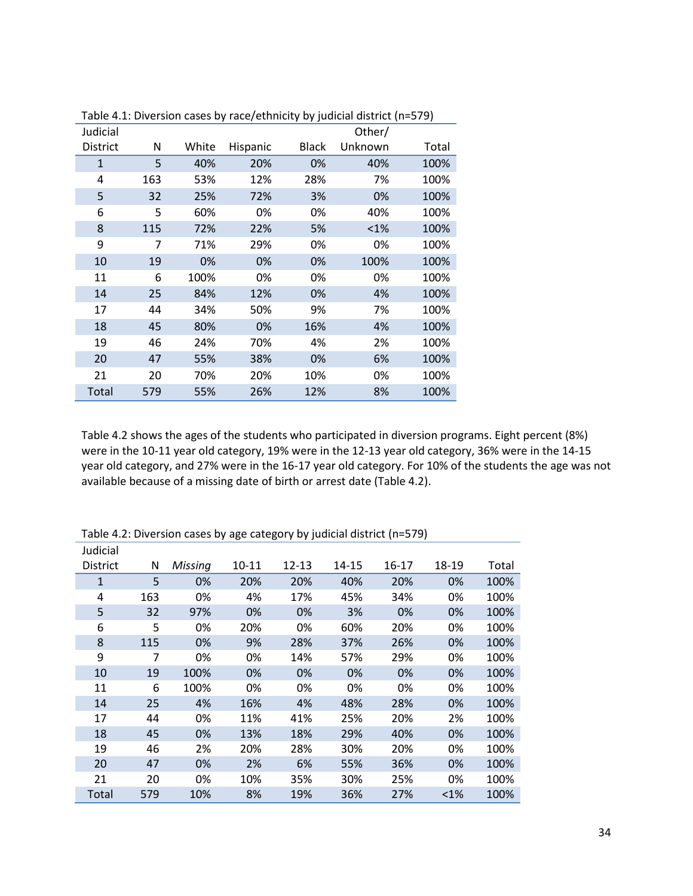Table 4.1: Diversion cases by race/ethnicity by judicial district (n=579)

| Judicial District | N | White | Hispanic | Black | Other/ Unknown | Total |
|---|---|---|---|---|---|---|
| 1 | 5 | 40% | 20% | 0% | 40% | 100% |
| 4 | 163 | 53% | 12% | 28% | 7% | 100% |
| 5 | 32 | 25% | 72% | 3% | 0% | 100% |
| 6 | 5 | 60% | 0% | 0% | 40% | 100% |
| 8 | 115 | 72% | 22% | 5% | <1% | 100% |
| 9 | 7 | 71% | 29% | 0% | 0% | 100% |
| 10 | 19 | 0% | 0% | 0% | 100% | 100% |
| 11 | 6 | 100% | 0% | 0% | 0% | 100% |
| 14 | 25 | 84% | 12% | 0% | 4% | 100% |
| 17 | 44 | 34% | 50% | 9% | 7% | 100% |
| 18 | 45 | 80% | 0% | 16% | 4% | 100% |
| 19 | 46 | 24% | 70% | 4% | 2% | 100% |
| 20 | 47 | 55% | 38% | 0% | 6% | 100% |
| 21 | 20 | 70% | 20% | 10% | 0% | 100% |
| Total | 579 | 55% | 26% | 12% | 8% | 100% |

Table 4.2 shows the ages of the students who participated in diversion programs. Eight percent (8%) were in the 10-11 year old category, 19% were in the 12-13 year old category, 36% were in the 14-15 year old category, and 27% were in the 16-17 year old category. For 10% of the students the age was not available because of a missing date of birth or arrest date (Table 4.2).

Table 4.2: Diversion cases by age category by judicial district (n=579)

| Judicial District | N | *Missing* | 10-11 | 12-13 | 14-15 | 16-17 | 18-19 | Total |
|---|---|---|---|---|---|---|---|---|
| 1 | 5 | 0% | 20% | 20% | 40% | 20% | 0% | 100% |
| 4 | 163 | 0% | 4% | 17% | 45% | 34% | 0% | 100% |
| 5 | 32 | 97% | 0% | 0% | 3% | 0% | 0% | 100% |
| 6 | 5 | 0% | 20% | 0% | 60% | 20% | 0% | 100% |
| 8 | 115 | 0% | 9% | 28% | 37% | 26% | 0% | 100% |
| 9 | 7 | 0% | 0% | 14% | 57% | 29% | 0% | 100% |
| 10 | 19 | 100% | 0% | 0% | 0% | 0% | 0% | 100% |
| 11 | 6 | 100% | 0% | 0% | 0% | 0% | 0% | 100% |
| 14 | 25 | 4% | 16% | 4% | 48% | 28% | 0% | 100% |
| 17 | 44 | 0% | 11% | 41% | 25% | 20% | 2% | 100% |
| 18 | 45 | 0% | 13% | 18% | 29% | 40% | 0% | 100% |
| 19 | 46 | 2% | 20% | 28% | 30% | 20% | 0% | 100% |
| 20 | 47 | 0% | 2% | 6% | 55% | 36% | 0% | 100% |
| 21 | 20 | 0% | 10% | 35% | 30% | 25% | 0% | 100% |
| Total | 579 | 10% | 8% | 19% | 36% | 27% | <1% | 100% |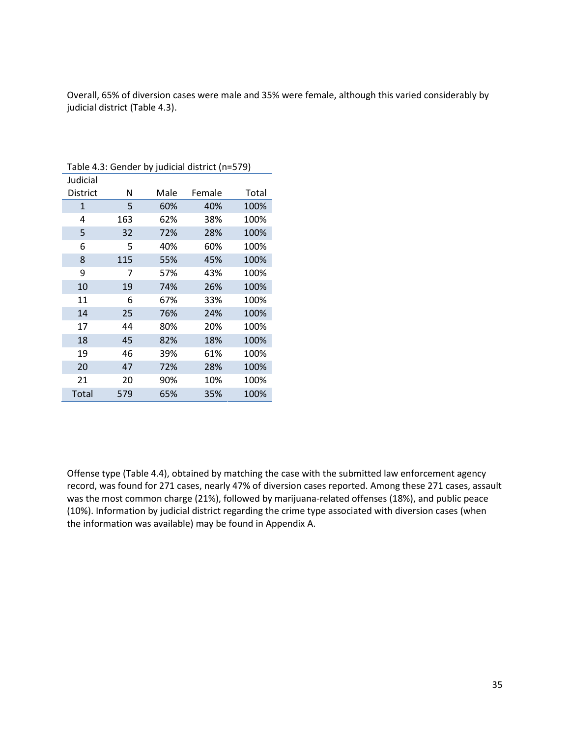Overall, 65% of diversion cases were male and 35% were female, although this varied considerably by judicial district (Table 4.3).

Table 4.3: Gender by judicial district (n=579)

| Judicial District | N | Male | Female | Total |
|---|---|---|---|---|
| 1 | 5 | 60% | 40% | 100% |
| 4 | 163 | 62% | 38% | 100% |
| 5 | 32 | 72% | 28% | 100% |
| 6 | 5 | 40% | 60% | 100% |
| 8 | 115 | 55% | 45% | 100% |
| 9 | 7 | 57% | 43% | 100% |
| 10 | 19 | 74% | 26% | 100% |
| 11 | 6 | 67% | 33% | 100% |
| 14 | 25 | 76% | 24% | 100% |
| 17 | 44 | 80% | 20% | 100% |
| 18 | 45 | 82% | 18% | 100% |
| 19 | 46 | 39% | 61% | 100% |
| 20 | 47 | 72% | 28% | 100% |
| 21 | 20 | 90% | 10% | 100% |
| Total | 579 | 65% | 35% | 100% |

Offense type (Table 4.4), obtained by matching the case with the submitted law enforcement agency record, was found for 271 cases, nearly 47% of diversion cases reported. Among these 271 cases, assault was the most common charge (21%), followed by marijuana-related offenses (18%), and public peace (10%). Information by judicial district regarding the crime type associated with diversion cases (when the information was available) may be found in Appendix A.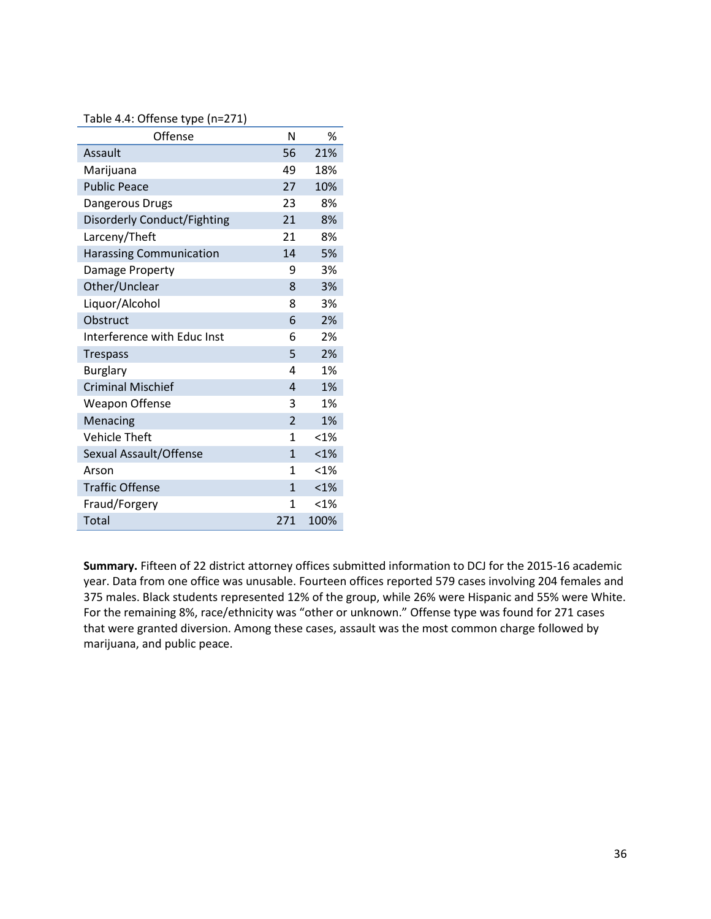Table 4.4: Offense type (n=271)

| Offense | N | % |
|---|---|---|
| Assault | 56 | 21% |
| Marijuana | 49 | 18% |
| Public Peace | 27 | 10% |
| Dangerous Drugs | 23 | 8% |
| Disorderly Conduct/Fighting | 21 | 8% |
| Larceny/Theft | 21 | 8% |
| Harassing Communication | 14 | 5% |
| Damage Property | 9 | 3% |
| Other/Unclear | 8 | 3% |
| Liquor/Alcohol | 8 | 3% |
| Obstruct | 6 | 2% |
| Interference with Educ Inst | 6 | 2% |
| Trespass | 5 | 2% |
| Burglary | 4 | 1% |
| Criminal Mischief | 4 | 1% |
| Weapon Offense | 3 | 1% |
| Menacing | 2 | 1% |
| Vehicle Theft | 1 | <1% |
| Sexual Assault/Offense | 1 | <1% |
| Arson | 1 | <1% |
| Traffic Offense | 1 | <1% |
| Fraud/Forgery | 1 | <1% |
| Total | 271 | 100% |

**Summary.** Fifteen of 22 district attorney offices submitted information to DCJ for the 2015-16 academic year. Data from one office was unusable. Fourteen offices reported 579 cases involving 204 females and 375 males. Black students represented 12% of the group, while 26% were Hispanic and 55% were White. For the remaining 8%, race/ethnicity was "other or unknown." Offense type was found for 271 cases that were granted diversion. Among these cases, assault was the most common charge followed by marijuana, and public peace.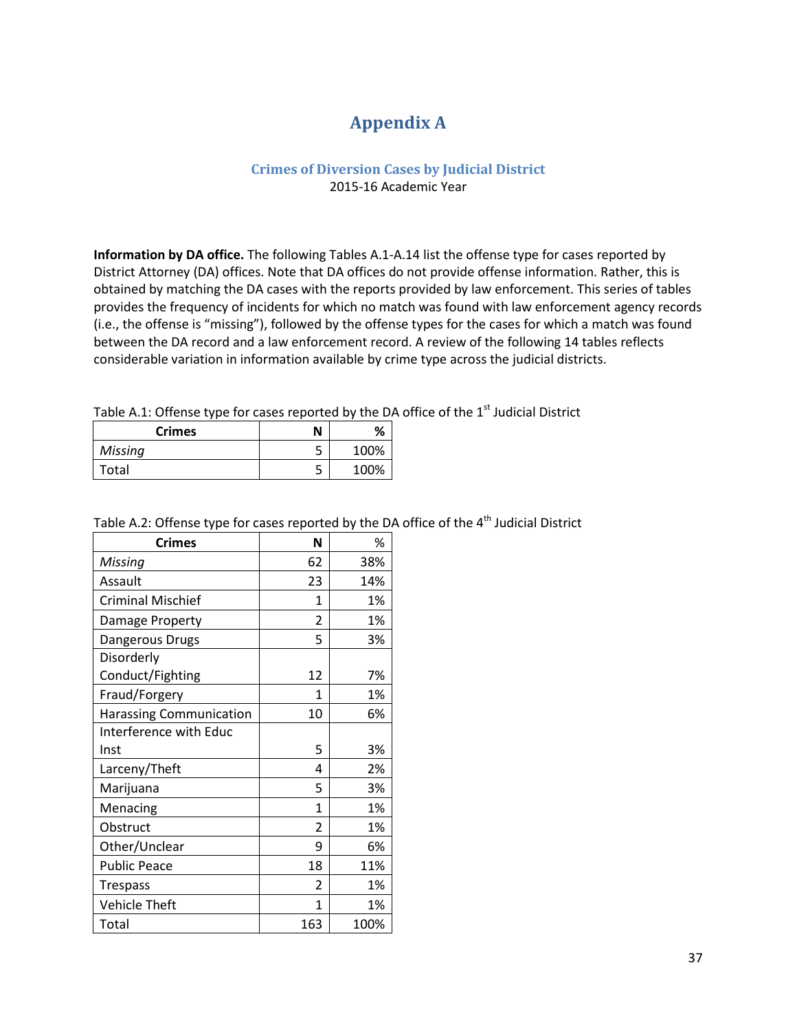# Appendix A

### Crimes of Diversion Cases by Judicial District

2015-16 Academic Year

**Information by DA office.** The following Tables A.1-A.14 list the offense type for cases reported by District Attorney (DA) offices. Note that DA offices do not provide offense information. Rather, this is obtained by matching the DA cases with the reports provided by law enforcement. This series of tables provides the frequency of incidents for which no match was found with law enforcement agency records (i.e., the offense is "missing"), followed by the offense types for the cases for which a match was found between the DA record and a law enforcement record. A review of the following 14 tables reflects considerable variation in information available by crime type across the judicial districts.

Table A.1: Offense type for cases reported by the DA office of the 1st Judicial District

| Crimes | N | % |
|---|---|---|
| *Missing* | 5 | 100% |
| Total | 5 | 100% |

Table A.2: Offense type for cases reported by the DA office of the 4th Judicial District

| Crimes | N | % |
|---|---|---|
| *Missing* | 62 | 38% |
| Assault | 23 | 14% |
| Criminal Mischief | 1 | 1% |
| Damage Property | 2 | 1% |
| Dangerous Drugs | 5 | 3% |
| Disorderly Conduct/Fighting | 12 | 7% |
| Fraud/Forgery | 1 | 1% |
| Harassing Communication | 10 | 6% |
| Interference with Educ Inst | 5 | 3% |
| Larceny/Theft | 4 | 2% |
| Marijuana | 5 | 3% |
| Menacing | 1 | 1% |
| Obstruct | 2 | 1% |
| Other/Unclear | 9 | 6% |
| Public Peace | 18 | 11% |
| Trespass | 2 | 1% |
| Vehicle Theft | 1 | 1% |
| Total | 163 | 100% |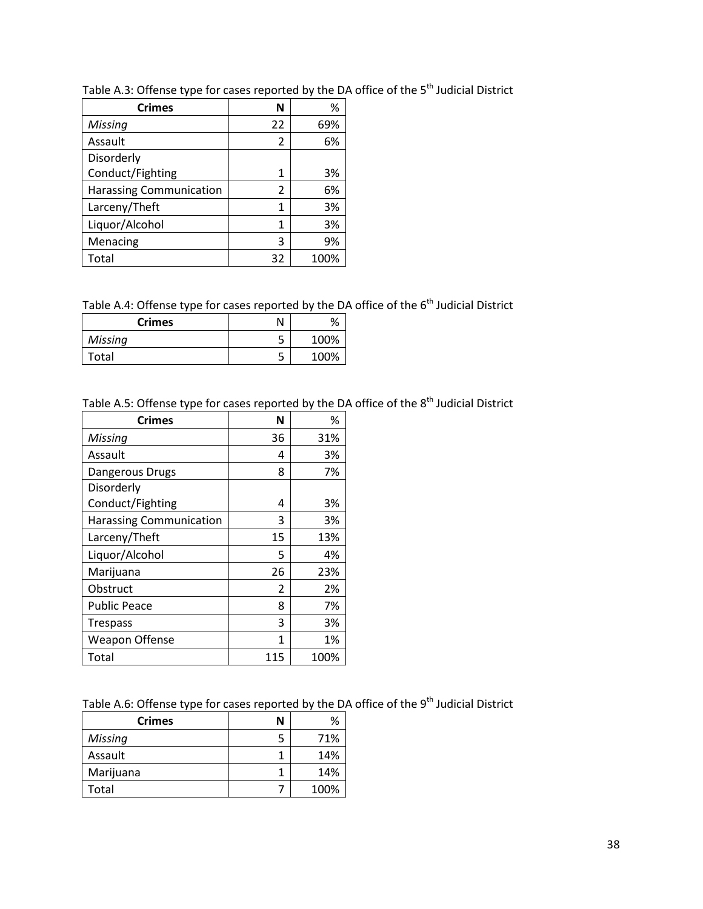Table A.3: Offense type for cases reported by the DA office of the 5th Judicial District

| Crimes | N | % |
|---|---|---|
| *Missing* | 22 | 69% |
| Assault | 2 | 6% |
| Disorderly Conduct/Fighting | 1 | 3% |
| Harassing Communication | 2 | 6% |
| Larceny/Theft | 1 | 3% |
| Liquor/Alcohol | 1 | 3% |
| Menacing | 3 | 9% |
| Total | 32 | 100% |

Table A.4: Offense type for cases reported by the DA office of the 6th Judicial District

| Crimes | N | % |
|---|---|---|
| *Missing* | 5 | 100% |
| Total | 5 | 100% |

Table A.5: Offense type for cases reported by the DA office of the 8th Judicial District

| Crimes | N | % |
|---|---|---|
| *Missing* | 36 | 31% |
| Assault | 4 | 3% |
| Dangerous Drugs | 8 | 7% |
| Disorderly Conduct/Fighting | 4 | 3% |
| Harassing Communication | 3 | 3% |
| Larceny/Theft | 15 | 13% |
| Liquor/Alcohol | 5 | 4% |
| Marijuana | 26 | 23% |
| Obstruct | 2 | 2% |
| Public Peace | 8 | 7% |
| Trespass | 3 | 3% |
| Weapon Offense | 1 | 1% |
| Total | 115 | 100% |

Table A.6: Offense type for cases reported by the DA office of the 9th Judicial District

| Crimes | N | % |
|---|---|---|
| *Missing* | 5 | 71% |
| Assault | 1 | 14% |
| Marijuana | 1 | 14% |
| Total | 7 | 100% |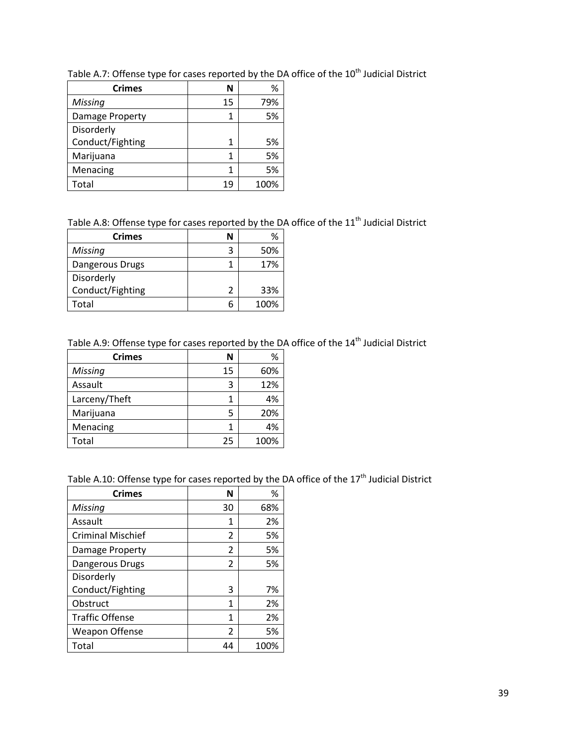Table A.7: Offense type for cases reported by the DA office of the 10th Judicial District

| Crimes | N | % |
|---|---|---|
| *Missing* | 15 | 79% |
| Damage Property | 1 | 5% |
| Disorderly Conduct/Fighting | 1 | 5% |
| Marijuana | 1 | 5% |
| Menacing | 1 | 5% |
| Total | 19 | 100% |

Table A.8: Offense type for cases reported by the DA office of the 11th Judicial District

| Crimes | N | % |
|---|---|---|
| *Missing* | 3 | 50% |
| Dangerous Drugs | 1 | 17% |
| Disorderly Conduct/Fighting | 2 | 33% |
| Total | 6 | 100% |

Table A.9: Offense type for cases reported by the DA office of the 14th Judicial District

| Crimes | N | % |
|---|---|---|
| *Missing* | 15 | 60% |
| Assault | 3 | 12% |
| Larceny/Theft | 1 | 4% |
| Marijuana | 5 | 20% |
| Menacing | 1 | 4% |
| Total | 25 | 100% |

Table A.10: Offense type for cases reported by the DA office of the 17th Judicial District

| Crimes | N | % |
|---|---|---|
| *Missing* | 30 | 68% |
| Assault | 1 | 2% |
| Criminal Mischief | 2 | 5% |
| Damage Property | 2 | 5% |
| Dangerous Drugs | 2 | 5% |
| Disorderly Conduct/Fighting | 3 | 7% |
| Obstruct | 1 | 2% |
| Traffic Offense | 1 | 2% |
| Weapon Offense | 2 | 5% |
| Total | 44 | 100% |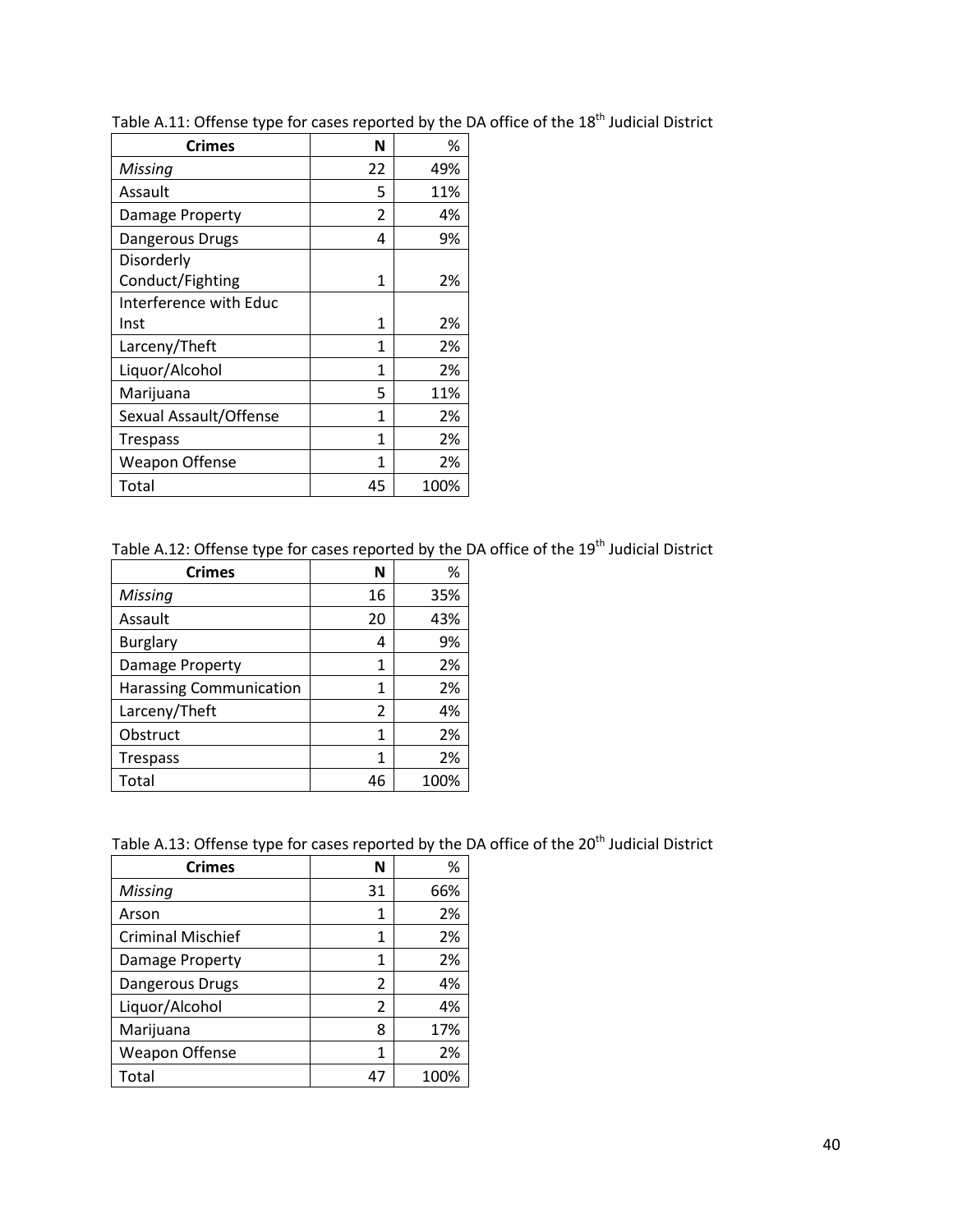Table A.11: Offense type for cases reported by the DA office of the 18th Judicial District

| Crimes | N | % |
|---|---|---|
| *Missing* | 22 | 49% |
| Assault | 5 | 11% |
| Damage Property | 2 | 4% |
| Dangerous Drugs | 4 | 9% |
| Disorderly Conduct/Fighting | 1 | 2% |
| Interference with Educ Inst | 1 | 2% |
| Larceny/Theft | 1 | 2% |
| Liquor/Alcohol | 1 | 2% |
| Marijuana | 5 | 11% |
| Sexual Assault/Offense | 1 | 2% |
| Trespass | 1 | 2% |
| Weapon Offense | 1 | 2% |
| Total | 45 | 100% |

Table A.12: Offense type for cases reported by the DA office of the 19th Judicial District

| Crimes | N | % |
|---|---|---|
| *Missing* | 16 | 35% |
| Assault | 20 | 43% |
| Burglary | 4 | 9% |
| Damage Property | 1 | 2% |
| Harassing Communication | 1 | 2% |
| Larceny/Theft | 2 | 4% |
| Obstruct | 1 | 2% |
| Trespass | 1 | 2% |
| Total | 46 | 100% |

Table A.13: Offense type for cases reported by the DA office of the 20th Judicial District

| Crimes | N | % |
|---|---|---|
| *Missing* | 31 | 66% |
| Arson | 1 | 2% |
| Criminal Mischief | 1 | 2% |
| Damage Property | 1 | 2% |
| Dangerous Drugs | 2 | 4% |
| Liquor/Alcohol | 2 | 4% |
| Marijuana | 8 | 17% |
| Weapon Offense | 1 | 2% |
| Total | 47 | 100% |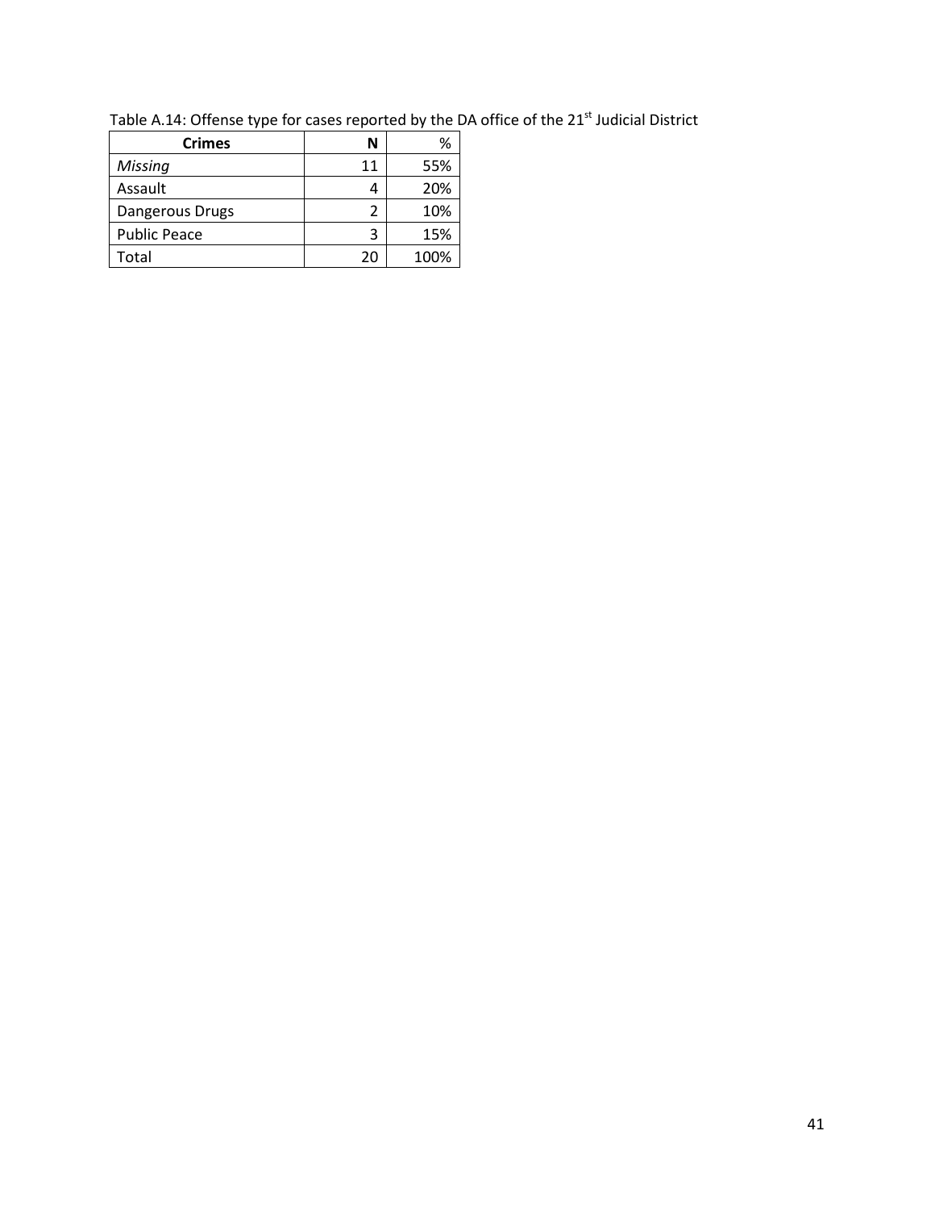Table A.14: Offense type for cases reported by the DA office of the 21st Judicial District

| **Crimes** | **N** | % |
|---|---|---|
| *Missing* | 11 | 55% |
| Assault | 4 | 20% |
| Dangerous Drugs | 2 | 10% |
| Public Peace | 3 | 15% |
| Total | 20 | 100% |